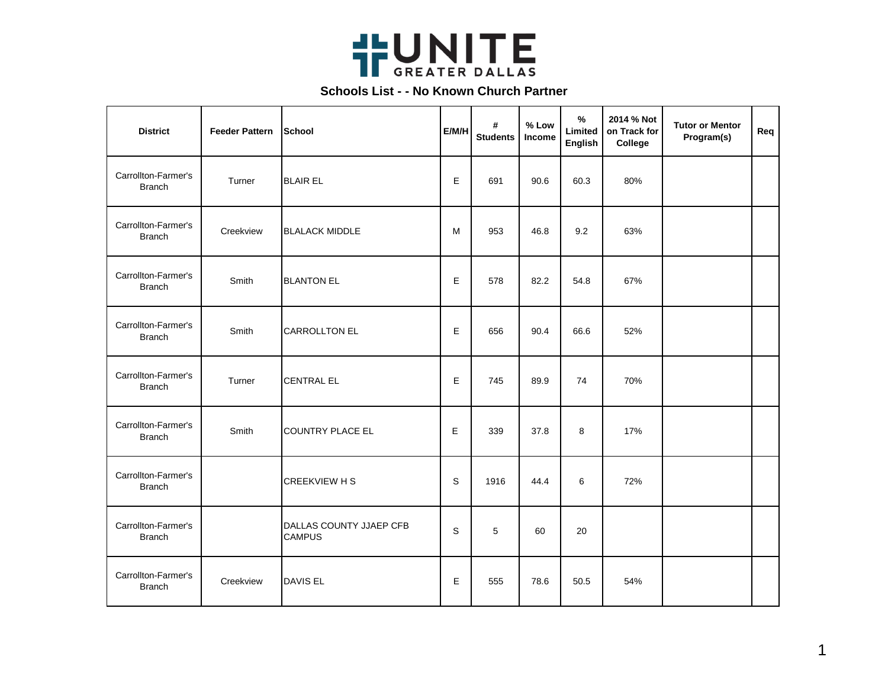UNITE GREATER DALLAS

## Schools List - - No Known Church Partner

| District | Feeder Pattern | School | E/M/H | # Students | % Low Income | % Limited English | 2014 % Not on Track for College | Tutor or Mentor Program(s) | Req |
|---|---|---|---|---|---|---|---|---|---|
| Carrollton-Farmer's Branch | Turner | BLAIR EL | E | 691 | 90.6 | 60.3 | 80% | | |
| Carrollton-Farmer's Branch | Creekview | BLALACK MIDDLE | M | 953 | 46.8 | 9.2 | 63% | | |
| Carrollton-Farmer's Branch | Smith | BLANTON EL | E | 578 | 82.2 | 54.8 | 67% | | |
| Carrollton-Farmer's Branch | Smith | CARROLLTON EL | E | 656 | 90.4 | 66.6 | 52% | | |
| Carrollton-Farmer's Branch | Turner | CENTRAL EL | E | 745 | 89.9 | 74 | 70% | | |
| Carrollton-Farmer's Branch | Smith | COUNTRY PLACE EL | E | 339 | 37.8 | 8 | 17% | | |
| Carrollton-Farmer's Branch | | CREEKVIEW H S | S | 1916 | 44.4 | 6 | 72% | | |
| Carrollton-Farmer's Branch | | DALLAS COUNTY JJAEP CFB CAMPUS | S | 5 | 60 | 20 | | | |
| Carrollton-Farmer's Branch | Creekview | DAVIS EL | E | 555 | 78.6 | 50.5 | 54% | | |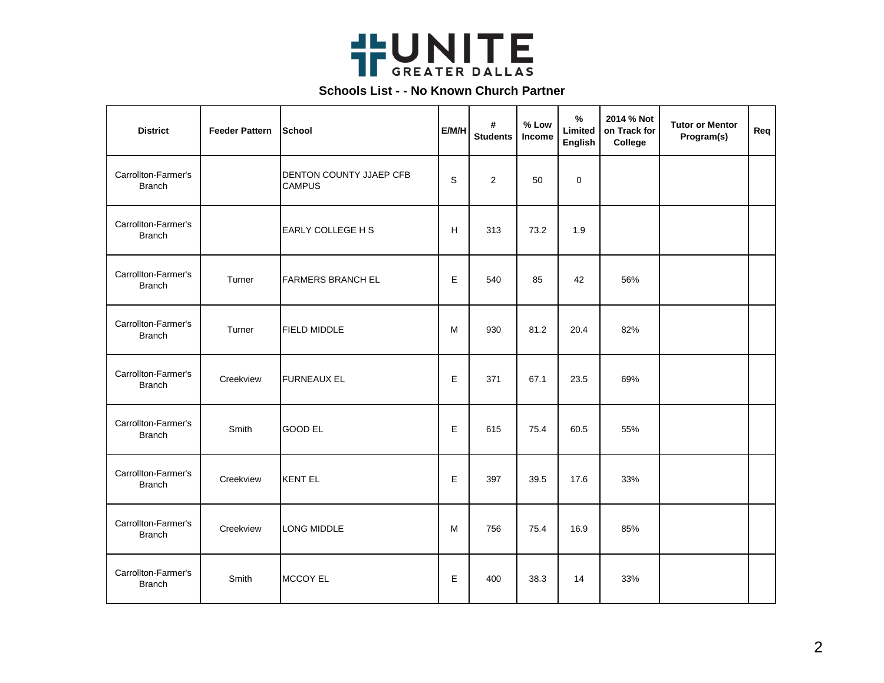# UNITE GREATER DALLAS

## Schools List - - No Known Church Partner

| District | Feeder Pattern | School | E/M/H | # Students | % Low Income | % Limited English | 2014 % Not on Track for College | Tutor or Mentor Program(s) | Req |
|---|---|---|---|---|---|---|---|---|---|
| Carrollton-Farmer's Branch | | DENTON COUNTY JJAEP CFB CAMPUS | S | 2 | 50 | 0 | | | |
| Carrollton-Farmer's Branch | | EARLY COLLEGE H S | H | 313 | 73.2 | 1.9 | | | |
| Carrollton-Farmer's Branch | Turner | FARMERS BRANCH EL | E | 540 | 85 | 42 | 56% | | |
| Carrollton-Farmer's Branch | Turner | FIELD MIDDLE | M | 930 | 81.2 | 20.4 | 82% | | |
| Carrollton-Farmer's Branch | Creekview | FURNEAUX EL | E | 371 | 67.1 | 23.5 | 69% | | |
| Carrollton-Farmer's Branch | Smith | GOOD EL | E | 615 | 75.4 | 60.5 | 55% | | |
| Carrollton-Farmer's Branch | Creekview | KENT EL | E | 397 | 39.5 | 17.6 | 33% | | |
| Carrollton-Farmer's Branch | Creekview | LONG MIDDLE | M | 756 | 75.4 | 16.9 | 85% | | |
| Carrollton-Farmer's Branch | Smith | MCCOY EL | E | 400 | 38.3 | 14 | 33% | | |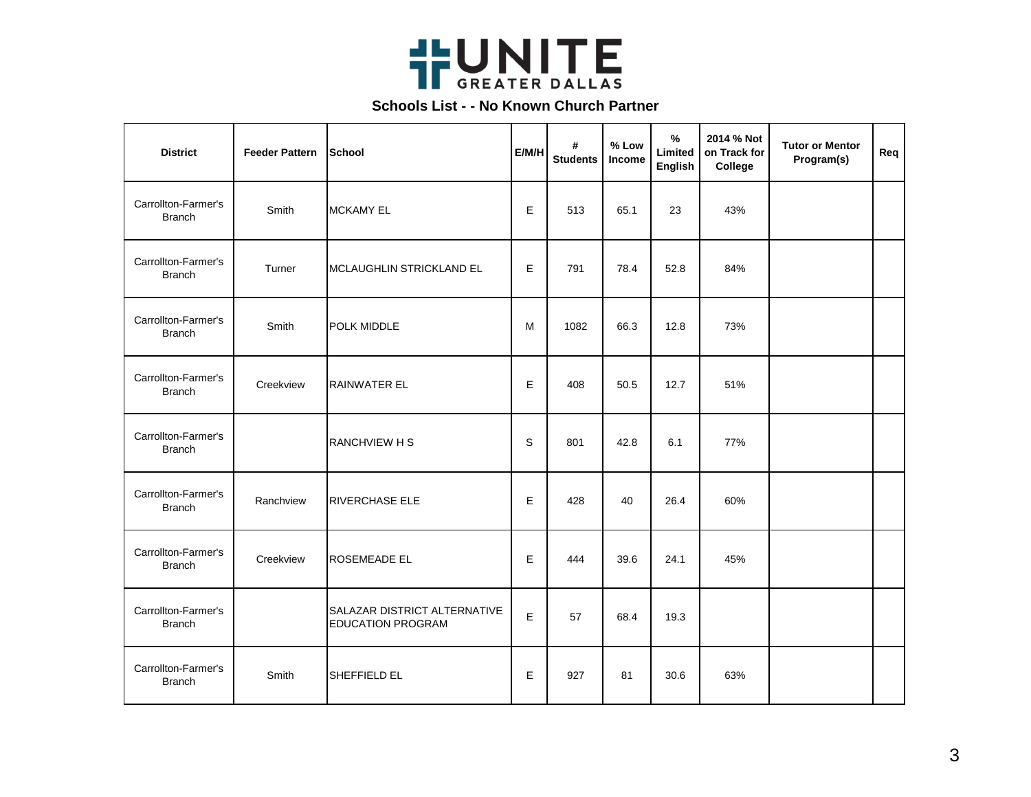# UNITE GREATER DALLAS

## Schools List - - No Known Church Partner

| District | Feeder Pattern | School | E/M/H | # Students | % Low Income | % Limited English | 2014 % Not on Track for College | Tutor or Mentor Program(s) | Req |
|---|---|---|---|---|---|---|---|---|---|
| Carrollton-Farmer's Branch | Smith | MCKAMY EL | E | 513 | 65.1 | 23 | 43% | | |
| Carrollton-Farmer's Branch | Turner | MCLAUGHLIN STRICKLAND EL | E | 791 | 78.4 | 52.8 | 84% | | |
| Carrollton-Farmer's Branch | Smith | POLK MIDDLE | M | 1082 | 66.3 | 12.8 | 73% | | |
| Carrollton-Farmer's Branch | Creekview | RAINWATER EL | E | 408 | 50.5 | 12.7 | 51% | | |
| Carrollton-Farmer's Branch | | RANCHVIEW H S | S | 801 | 42.8 | 6.1 | 77% | | |
| Carrollton-Farmer's Branch | Ranchview | RIVERCHASE ELE | E | 428 | 40 | 26.4 | 60% | | |
| Carrollton-Farmer's Branch | Creekview | ROSEMEADE EL | E | 444 | 39.6 | 24.1 | 45% | | |
| Carrollton-Farmer's Branch | | SALAZAR DISTRICT ALTERNATIVE EDUCATION PROGRAM | E | 57 | 68.4 | 19.3 | | | |
| Carrollton-Farmer's Branch | Smith | SHEFFIELD EL | E | 927 | 81 | 30.6 | 63% | | |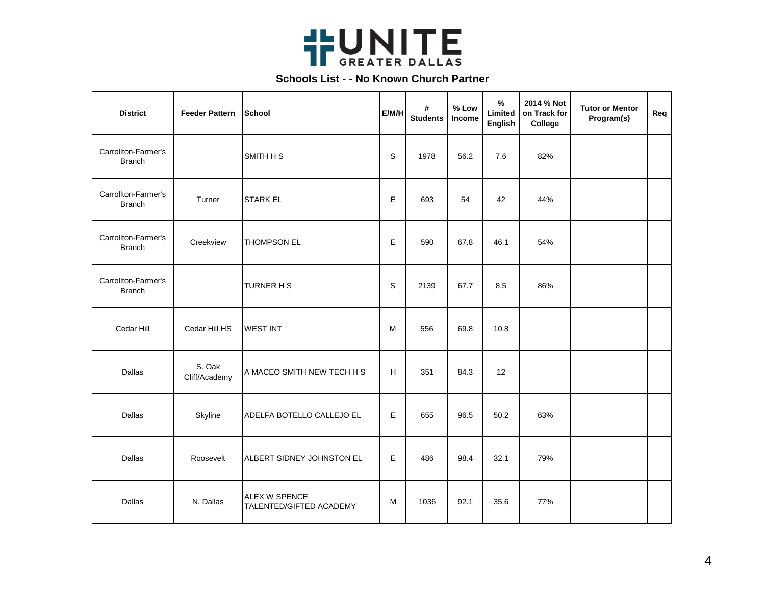UNITE GREATER DALLAS

## Schools List - - No Known Church Partner

| District | Feeder Pattern | School | E/M/H | # Students | % Low Income | % Limited English | 2014 % Not on Track for College | Tutor or Mentor Program(s) | Req |
|---|---|---|---|---|---|---|---|---|---|
| Carrollton-Farmer's Branch | | SMITH H S | S | 1978 | 56.2 | 7.6 | 82% | | |
| Carrollton-Farmer's Branch | Turner | STARK EL | E | 693 | 54 | 42 | 44% | | |
| Carrollton-Farmer's Branch | Creekview | THOMPSON EL | E | 590 | 67.8 | 46.1 | 54% | | |
| Carrollton-Farmer's Branch | | TURNER H S | S | 2139 | 67.7 | 8.5 | 86% | | |
| Cedar Hill | Cedar Hill HS | WEST INT | M | 556 | 69.8 | 10.8 | | | |
| Dallas | S. Oak Cliff/Academy | A MACEO SMITH NEW TECH H S | H | 351 | 84.3 | 12 | | | |
| Dallas | Skyline | ADELFA BOTELLO CALLEJO EL | E | 655 | 96.5 | 50.2 | 63% | | |
| Dallas | Roosevelt | ALBERT SIDNEY JOHNSTON EL | E | 486 | 98.4 | 32.1 | 79% | | |
| Dallas | N. Dallas | ALEX W SPENCE TALENTED/GIFTED ACADEMY | M | 1036 | 92.1 | 35.6 | 77% | | |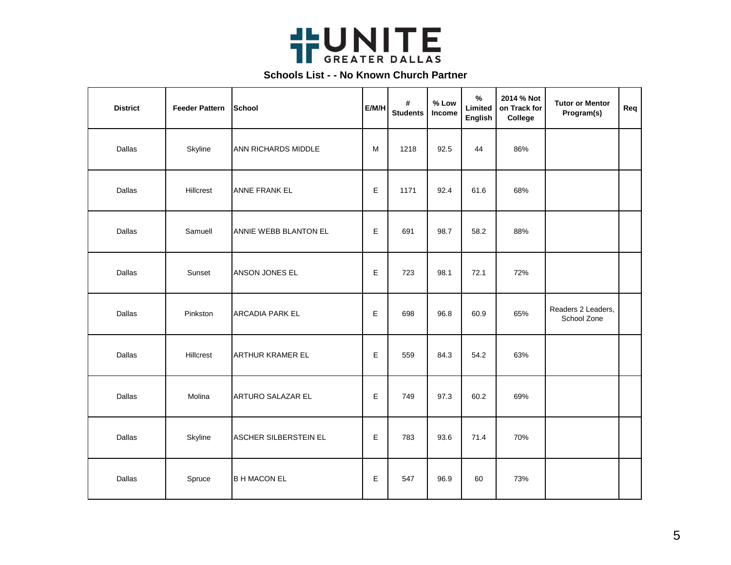UNITE GREATER DALLAS

## Schools List - - No Known Church Partner

| District | Feeder Pattern | School | E/M/H | # Students | % Low Income | % Limited English | 2014 % Not on Track for College | Tutor or Mentor Program(s) | Req |
|---|---|---|---|---|---|---|---|---|---|
| Dallas | Skyline | ANN RICHARDS MIDDLE | M | 1218 | 92.5 | 44 | 86% | | |
| Dallas | Hillcrest | ANNE FRANK EL | E | 1171 | 92.4 | 61.6 | 68% | | |
| Dallas | Samuell | ANNIE WEBB BLANTON EL | E | 691 | 98.7 | 58.2 | 88% | | |
| Dallas | Sunset | ANSON JONES EL | E | 723 | 98.1 | 72.1 | 72% | | |
| Dallas | Pinkston | ARCADIA PARK EL | E | 698 | 96.8 | 60.9 | 65% | Readers 2 Leaders, School Zone | |
| Dallas | Hillcrest | ARTHUR KRAMER EL | E | 559 | 84.3 | 54.2 | 63% | | |
| Dallas | Molina | ARTURO SALAZAR EL | E | 749 | 97.3 | 60.2 | 69% | | |
| Dallas | Skyline | ASCHER SILBERSTEIN EL | E | 783 | 93.6 | 71.4 | 70% | | |
| Dallas | Spruce | B H MACON EL | E | 547 | 96.9 | 60 | 73% | | |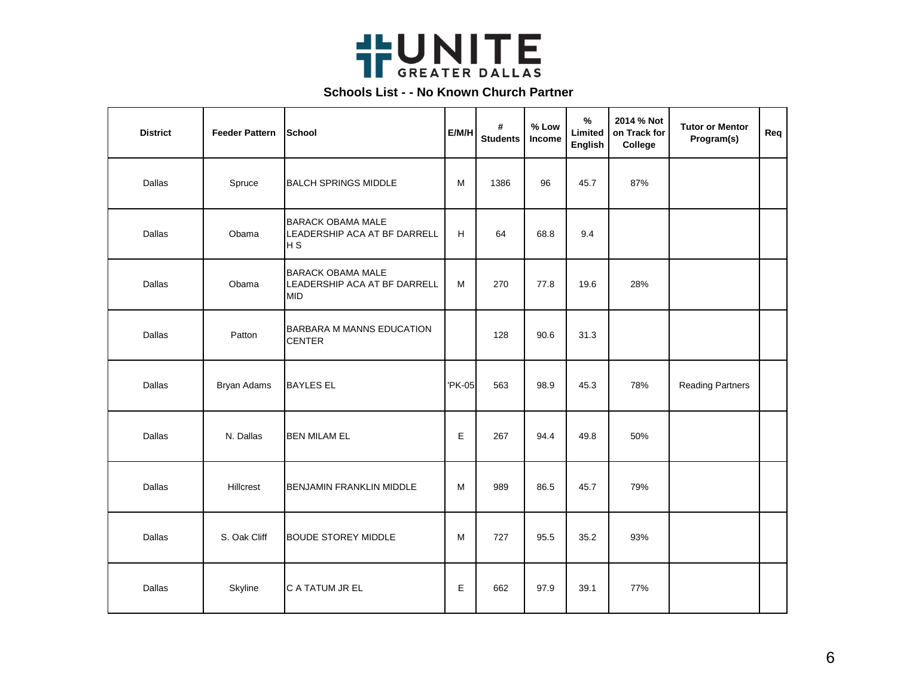UNITE GREATER DALLAS

## Schools List - - No Known Church Partner

| District | Feeder Pattern | School | E/M/H | # Students | % Low Income | % Limited English | 2014 % Not on Track for College | Tutor or Mentor Program(s) | Req |
|---|---|---|---|---|---|---|---|---|---|
| Dallas | Spruce | BALCH SPRINGS MIDDLE | M | 1386 | 96 | 45.7 | 87% | | |
| Dallas | Obama | BARACK OBAMA MALE LEADERSHIP ACA AT BF DARRELL H S | H | 64 | 68.8 | 9.4 | | | |
| Dallas | Obama | BARACK OBAMA MALE LEADERSHIP ACA AT BF DARRELL MID | M | 270 | 77.8 | 19.6 | 28% | | |
| Dallas | Patton | BARBARA M MANNS EDUCATION CENTER | | 128 | 90.6 | 31.3 | | | |
| Dallas | Bryan Adams | BAYLES EL | 'PK-05 | 563 | 98.9 | 45.3 | 78% | Reading Partners | |
| Dallas | N. Dallas | BEN MILAM EL | E | 267 | 94.4 | 49.8 | 50% | | |
| Dallas | Hillcrest | BENJAMIN FRANKLIN MIDDLE | M | 989 | 86.5 | 45.7 | 79% | | |
| Dallas | S. Oak Cliff | BOUDE STOREY MIDDLE | M | 727 | 95.5 | 35.2 | 93% | | |
| Dallas | Skyline | C A TATUM JR EL | E | 662 | 97.9 | 39.1 | 77% | | |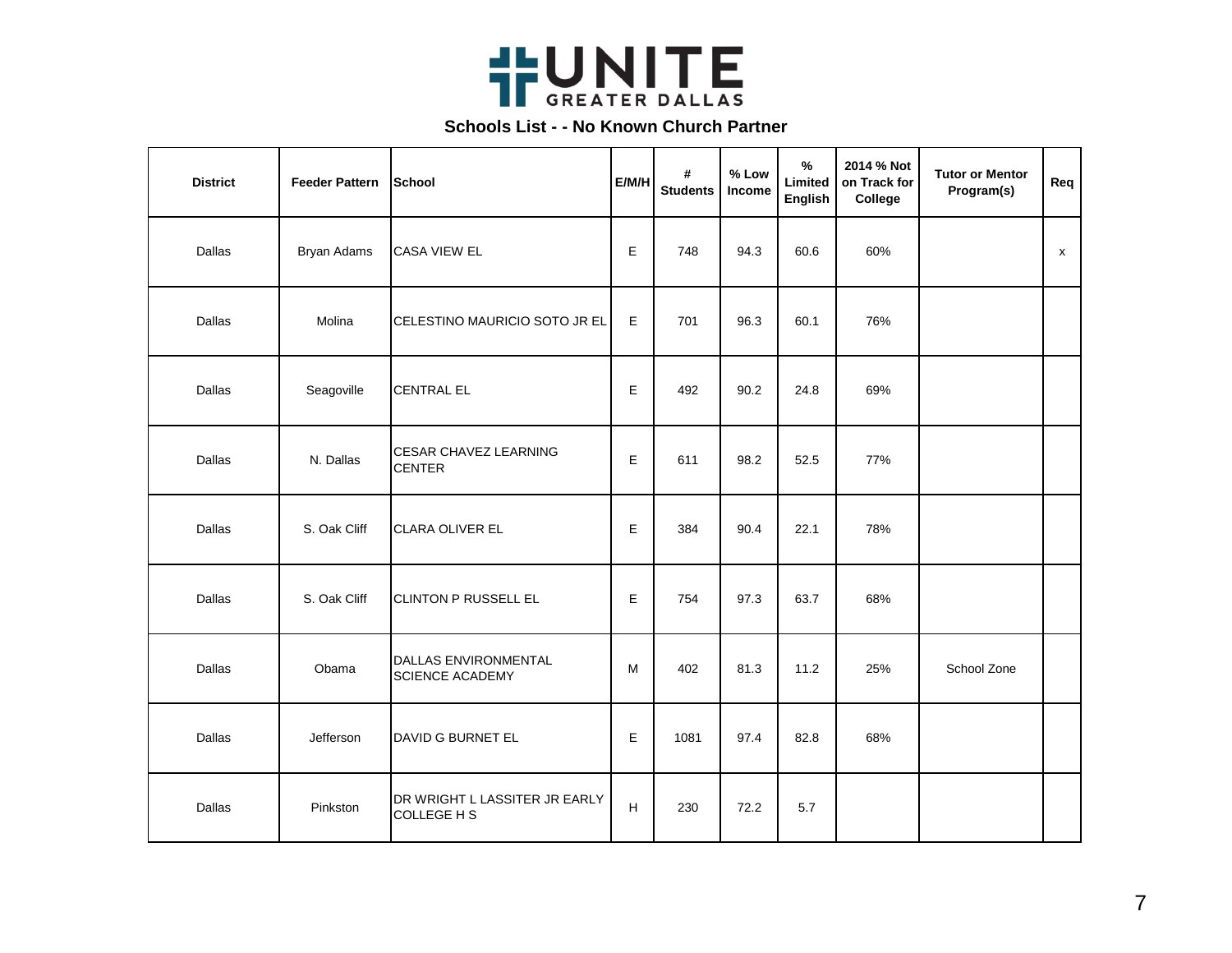UNITE GREATER DALLAS

**Schools List - - No Known Church Partner**

| District | Feeder Pattern | School | E/M/H | # Students | % Low Income | % Limited English | 2014 % Not on Track for College | Tutor or Mentor Program(s) | Req |
|---|---|---|---|---|---|---|---|---|---|
| Dallas | Bryan Adams | CASA VIEW EL | E | 748 | 94.3 | 60.6 | 60% | | x |
| Dallas | Molina | CELESTINO MAURICIO SOTO JR EL | E | 701 | 96.3 | 60.1 | 76% | | |
| Dallas | Seagoville | CENTRAL EL | E | 492 | 90.2 | 24.8 | 69% | | |
| Dallas | N. Dallas | CESAR CHAVEZ LEARNING CENTER | E | 611 | 98.2 | 52.5 | 77% | | |
| Dallas | S. Oak Cliff | CLARA OLIVER EL | E | 384 | 90.4 | 22.1 | 78% | | |
| Dallas | S. Oak Cliff | CLINTON P RUSSELL EL | E | 754 | 97.3 | 63.7 | 68% | | |
| Dallas | Obama | DALLAS ENVIRONMENTAL SCIENCE ACADEMY | M | 402 | 81.3 | 11.2 | 25% | School Zone | |
| Dallas | Jefferson | DAVID G BURNET EL | E | 1081 | 97.4 | 82.8 | 68% | | |
| Dallas | Pinkston | DR WRIGHT L LASSITER JR EARLY COLLEGE H S | H | 230 | 72.2 | 5.7 | | | |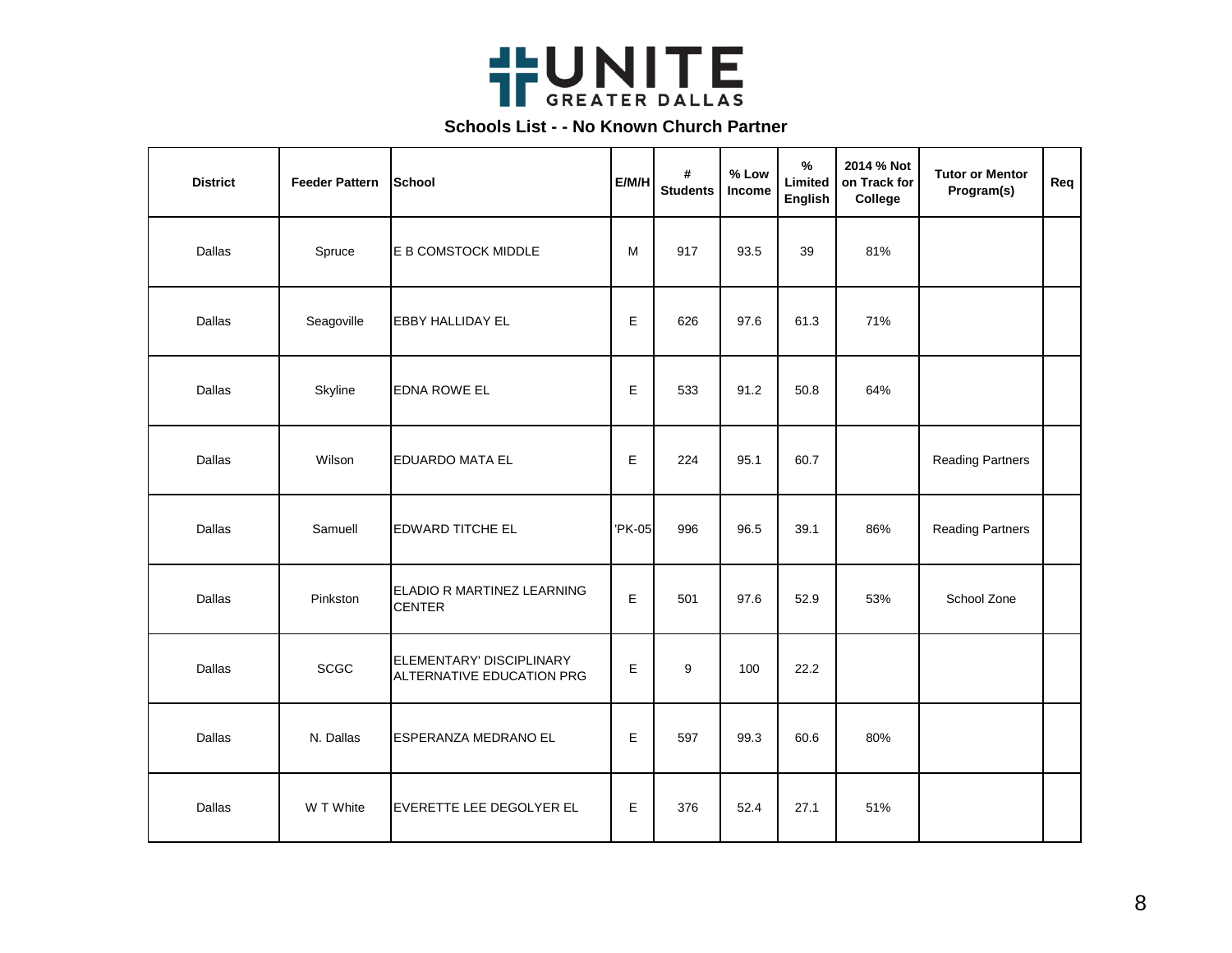UNITE GREATER DALLAS

## Schools List - - No Known Church Partner

| District | Feeder Pattern | School | E/M/H | # Students | % Low Income | % Limited English | 2014 % Not on Track for College | Tutor or Mentor Program(s) | Req |
|---|---|---|---|---|---|---|---|---|---|
| Dallas | Spruce | E B COMSTOCK MIDDLE | M | 917 | 93.5 | 39 | 81% | | |
| Dallas | Seagoville | EBBY HALLIDAY EL | E | 626 | 97.6 | 61.3 | 71% | | |
| Dallas | Skyline | EDNA ROWE EL | E | 533 | 91.2 | 50.8 | 64% | | |
| Dallas | Wilson | EDUARDO MATA EL | E | 224 | 95.1 | 60.7 | | Reading Partners | |
| Dallas | Samuell | EDWARD TITCHE EL | 'PK-05 | 996 | 96.5 | 39.1 | 86% | Reading Partners | |
| Dallas | Pinkston | ELADIO R MARTINEZ LEARNING CENTER | E | 501 | 97.6 | 52.9 | 53% | School Zone | |
| Dallas | SCGC | ELEMENTARY' DISCIPLINARY ALTERNATIVE EDUCATION PRG | E | 9 | 100 | 22.2 | | | |
| Dallas | N. Dallas | ESPERANZA MEDRANO EL | E | 597 | 99.3 | 60.6 | 80% | | |
| Dallas | W T White | EVERETTE LEE DEGOLYER EL | E | 376 | 52.4 | 27.1 | 51% | | |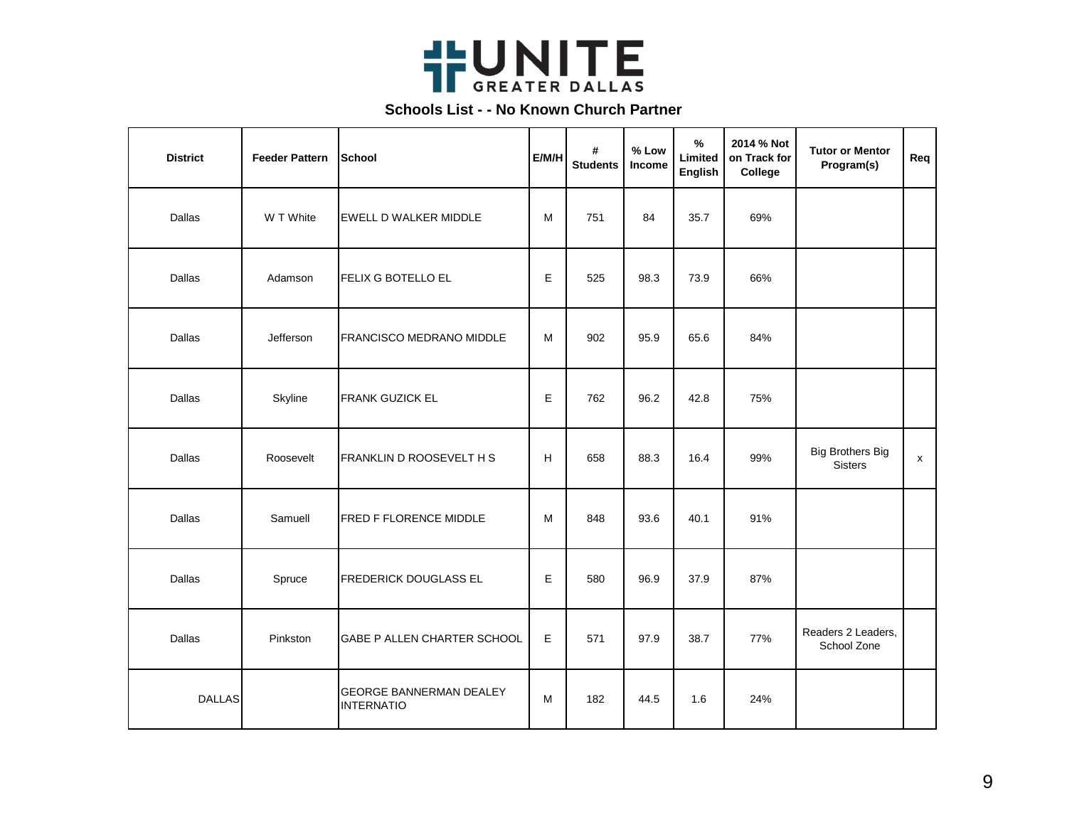# UNITE GREATER DALLAS

## Schools List - - No Known Church Partner

| District | Feeder Pattern | School | E/M/H | # Students | % Low Income | % Limited English | 2014 % Not on Track for College | Tutor or Mentor Program(s) | Req |
|---|---|---|---|---|---|---|---|---|---|
| Dallas | W T White | EWELL D WALKER MIDDLE | M | 751 | 84 | 35.7 | 69% | | |
| Dallas | Adamson | FELIX G BOTELLO EL | E | 525 | 98.3 | 73.9 | 66% | | |
| Dallas | Jefferson | FRANCISCO MEDRANO MIDDLE | M | 902 | 95.9 | 65.6 | 84% | | |
| Dallas | Skyline | FRANK GUZICK EL | E | 762 | 96.2 | 42.8 | 75% | | |
| Dallas | Roosevelt | FRANKLIN D ROOSEVELT H S | H | 658 | 88.3 | 16.4 | 99% | Big Brothers Big Sisters | x |
| Dallas | Samuell | FRED F FLORENCE MIDDLE | M | 848 | 93.6 | 40.1 | 91% | | |
| Dallas | Spruce | FREDERICK DOUGLASS EL | E | 580 | 96.9 | 37.9 | 87% | | |
| Dallas | Pinkston | GABE P ALLEN CHARTER SCHOOL | E | 571 | 97.9 | 38.7 | 77% | Readers 2 Leaders, School Zone | |
| DALLAS | | GEORGE BANNERMAN DEALEY INTERNATIO | M | 182 | 44.5 | 1.6 | 24% | | |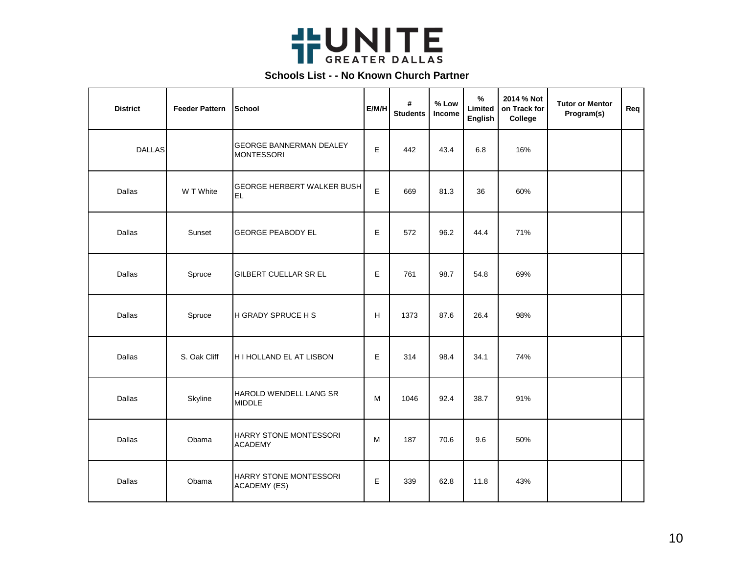# UNITE GREATER DALLAS

## Schools List - - No Known Church Partner

| District | Feeder Pattern | School | E/M/H | # Students | % Low Income | % Limited English | 2014 % Not on Track for College | Tutor or Mentor Program(s) | Req |
|---|---|---|---|---|---|---|---|---|---|
| DALLAS | | GEORGE BANNERMAN DEALEY MONTESSORI | E | 442 | 43.4 | 6.8 | 16% | | |
| Dallas | W T White | GEORGE HERBERT WALKER BUSH EL | E | 669 | 81.3 | 36 | 60% | | |
| Dallas | Sunset | GEORGE PEABODY EL | E | 572 | 96.2 | 44.4 | 71% | | |
| Dallas | Spruce | GILBERT CUELLAR SR EL | E | 761 | 98.7 | 54.8 | 69% | | |
| Dallas | Spruce | H GRADY SPRUCE H S | H | 1373 | 87.6 | 26.4 | 98% | | |
| Dallas | S. Oak Cliff | H I HOLLAND EL AT LISBON | E | 314 | 98.4 | 34.1 | 74% | | |
| Dallas | Skyline | HAROLD WENDELL LANG SR MIDDLE | M | 1046 | 92.4 | 38.7 | 91% | | |
| Dallas | Obama | HARRY STONE MONTESSORI ACADEMY | M | 187 | 70.6 | 9.6 | 50% | | |
| Dallas | Obama | HARRY STONE MONTESSORI ACADEMY (ES) | E | 339 | 62.8 | 11.8 | 43% | | |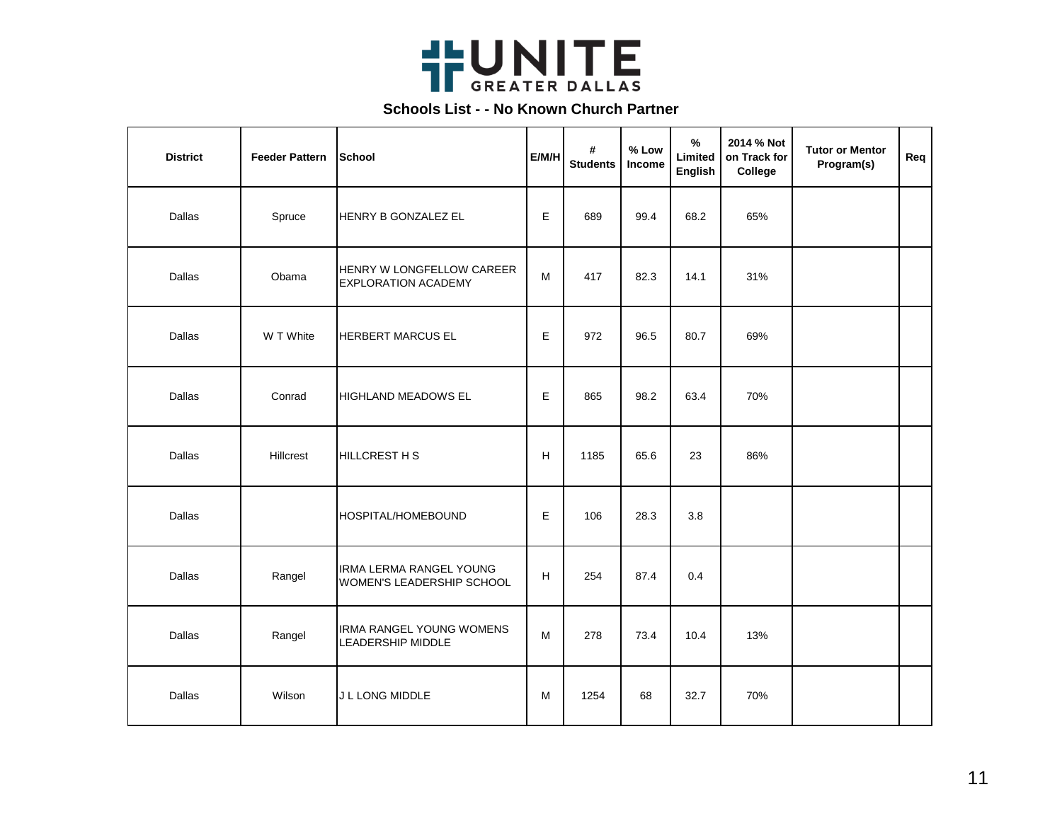UNITE GREATER DALLAS

## Schools List - - No Known Church Partner

| District | Feeder Pattern | School | E/M/H | # Students | % Low Income | % Limited English | 2014 % Not on Track for College | Tutor or Mentor Program(s) | Req |
|---|---|---|---|---|---|---|---|---|---|
| Dallas | Spruce | HENRY B GONZALEZ EL | E | 689 | 99.4 | 68.2 | 65% | | |
| Dallas | Obama | HENRY W LONGFELLOW CAREER EXPLORATION ACADEMY | M | 417 | 82.3 | 14.1 | 31% | | |
| Dallas | W T White | HERBERT MARCUS EL | E | 972 | 96.5 | 80.7 | 69% | | |
| Dallas | Conrad | HIGHLAND MEADOWS EL | E | 865 | 98.2 | 63.4 | 70% | | |
| Dallas | Hillcrest | HILLCREST H S | H | 1185 | 65.6 | 23 | 86% | | |
| Dallas | | HOSPITAL/HOMEBOUND | E | 106 | 28.3 | 3.8 | | | |
| Dallas | Rangel | IRMA LERMA RANGEL YOUNG WOMEN'S LEADERSHIP SCHOOL | H | 254 | 87.4 | 0.4 | | | |
| Dallas | Rangel | IRMA RANGEL YOUNG WOMENS LEADERSHIP MIDDLE | M | 278 | 73.4 | 10.4 | 13% | | |
| Dallas | Wilson | J L LONG MIDDLE | M | 1254 | 68 | 32.7 | 70% | | |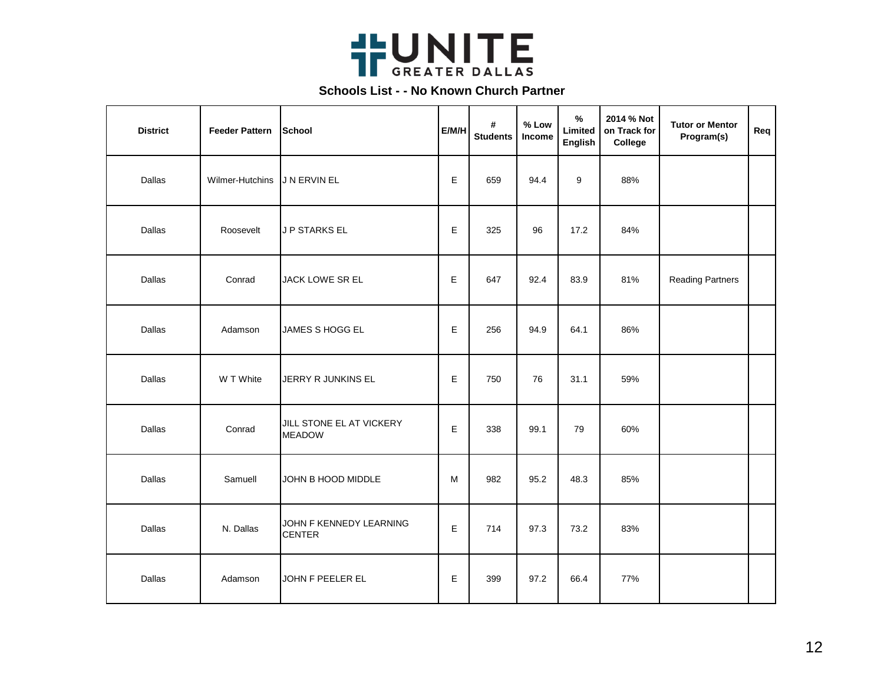# UNITE GREATER DALLAS

## Schools List - - No Known Church Partner

| District | Feeder Pattern | School | E/M/H | # Students | % Low Income | % Limited English | 2014 % Not on Track for College | Tutor or Mentor Program(s) | Req |
|---|---|---|---|---|---|---|---|---|---|
| Dallas | Wilmer-Hutchins | J N ERVIN EL | E | 659 | 94.4 | 9 | 88% | | |
| Dallas | Roosevelt | J P STARKS EL | E | 325 | 96 | 17.2 | 84% | | |
| Dallas | Conrad | JACK LOWE SR EL | E | 647 | 92.4 | 83.9 | 81% | Reading Partners | |
| Dallas | Adamson | JAMES S HOGG EL | E | 256 | 94.9 | 64.1 | 86% | | |
| Dallas | W T White | JERRY R JUNKINS EL | E | 750 | 76 | 31.1 | 59% | | |
| Dallas | Conrad | JILL STONE EL AT VICKERY MEADOW | E | 338 | 99.1 | 79 | 60% | | |
| Dallas | Samuell | JOHN B HOOD MIDDLE | M | 982 | 95.2 | 48.3 | 85% | | |
| Dallas | N. Dallas | JOHN F KENNEDY LEARNING CENTER | E | 714 | 97.3 | 73.2 | 83% | | |
| Dallas | Adamson | JOHN F PEELER EL | E | 399 | 97.2 | 66.4 | 77% | | |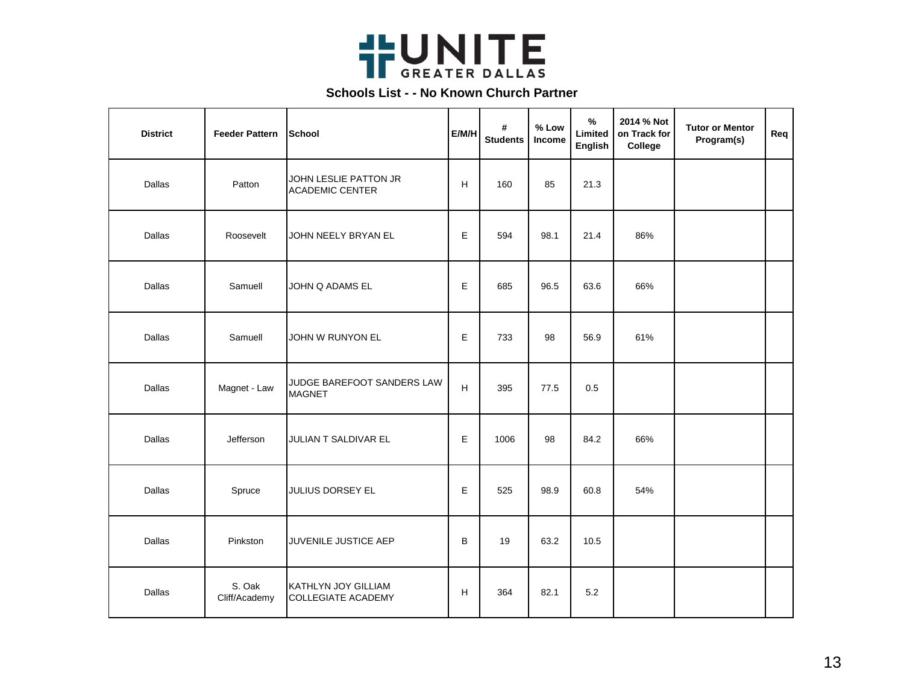UNITE GREATER DALLAS

## Schools List - - No Known Church Partner

| District | Feeder Pattern | School | E/M/H | # Students | % Low Income | % Limited English | 2014 % Not on Track for College | Tutor or Mentor Program(s) | Req |
|---|---|---|---|---|---|---|---|---|---|
| Dallas | Patton | JOHN LESLIE PATTON JR ACADEMIC CENTER | H | 160 | 85 | 21.3 | | | |
| Dallas | Roosevelt | JOHN NEELY BRYAN EL | E | 594 | 98.1 | 21.4 | 86% | | |
| Dallas | Samuell | JOHN Q ADAMS EL | E | 685 | 96.5 | 63.6 | 66% | | |
| Dallas | Samuell | JOHN W RUNYON EL | E | 733 | 98 | 56.9 | 61% | | |
| Dallas | Magnet - Law | JUDGE BAREFOOT SANDERS LAW MAGNET | H | 395 | 77.5 | 0.5 | | | |
| Dallas | Jefferson | JULIAN T SALDIVAR EL | E | 1006 | 98 | 84.2 | 66% | | |
| Dallas | Spruce | JULIUS DORSEY EL | E | 525 | 98.9 | 60.8 | 54% | | |
| Dallas | Pinkston | JUVENILE JUSTICE AEP | B | 19 | 63.2 | 10.5 | | | |
| Dallas | S. Oak Cliff/Academy | KATHLYN JOY GILLIAM COLLEGIATE ACADEMY | H | 364 | 82.1 | 5.2 | | | |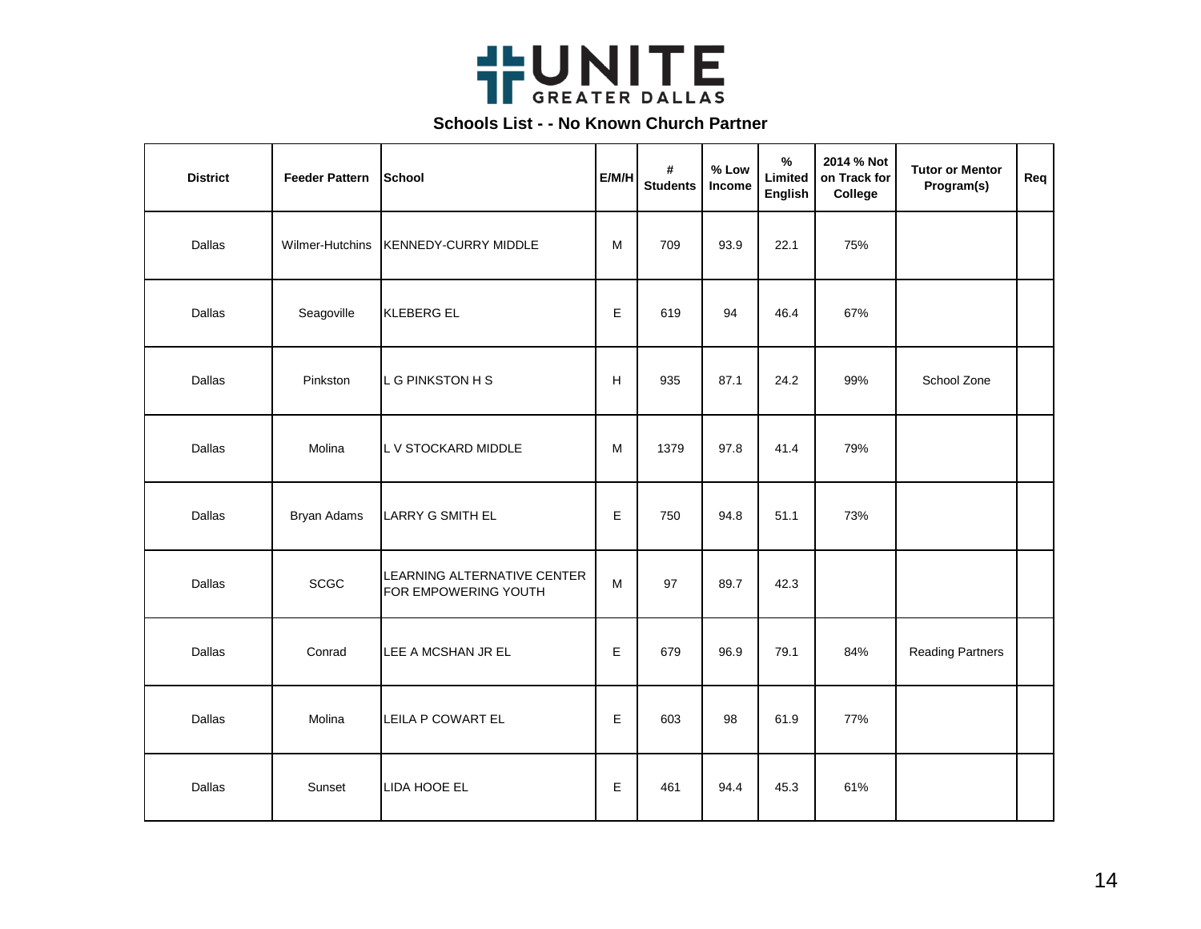UNITE GREATER DALLAS

## Schools List - - No Known Church Partner

| District | Feeder Pattern | School | E/M/H | # Students | % Low Income | % Limited English | 2014 % Not on Track for College | Tutor or Mentor Program(s) | Req |
|---|---|---|---|---|---|---|---|---|---|
| Dallas | Wilmer-Hutchins | KENNEDY-CURRY MIDDLE | M | 709 | 93.9 | 22.1 | 75% | | |
| Dallas | Seagoville | KLEBERG EL | E | 619 | 94 | 46.4 | 67% | | |
| Dallas | Pinkston | L G PINKSTON H S | H | 935 | 87.1 | 24.2 | 99% | School Zone | |
| Dallas | Molina | L V STOCKARD MIDDLE | M | 1379 | 97.8 | 41.4 | 79% | | |
| Dallas | Bryan Adams | LARRY G SMITH EL | E | 750 | 94.8 | 51.1 | 73% | | |
| Dallas | SCGC | LEARNING ALTERNATIVE CENTER FOR EMPOWERING YOUTH | M | 97 | 89.7 | 42.3 | | | |
| Dallas | Conrad | LEE A MCSHAN JR EL | E | 679 | 96.9 | 79.1 | 84% | Reading Partners | |
| Dallas | Molina | LEILA P COWART EL | E | 603 | 98 | 61.9 | 77% | | |
| Dallas | Sunset | LIDA HOOE EL | E | 461 | 94.4 | 45.3 | 61% | | |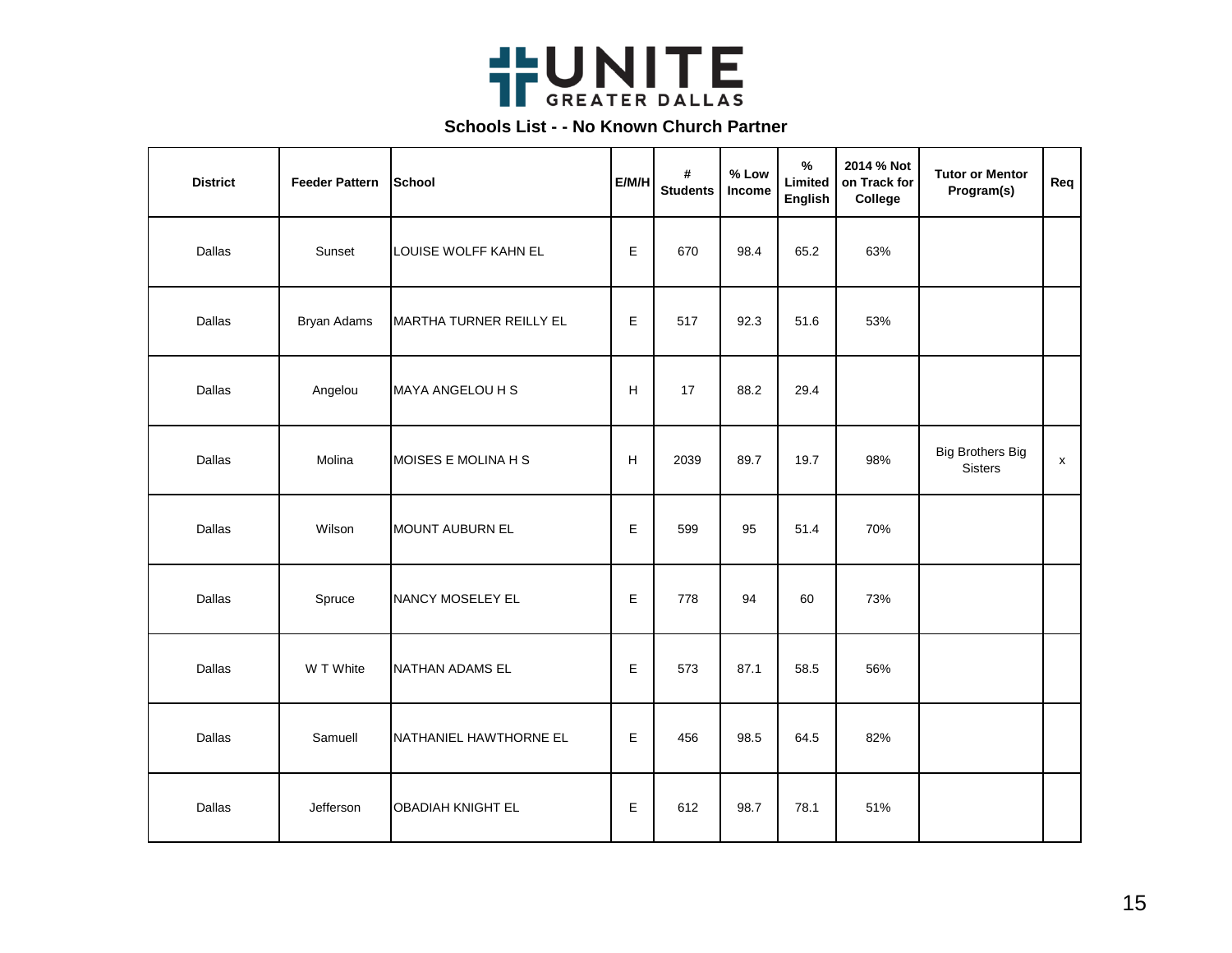UNITE GREATER DALLAS

## Schools List - - No Known Church Partner

| District | Feeder Pattern | School | E/M/H | # Students | % Low Income | % Limited English | 2014 % Not on Track for College | Tutor or Mentor Program(s) | Req |
|---|---|---|---|---|---|---|---|---|---|
| Dallas | Sunset | LOUISE WOLFF KAHN EL | E | 670 | 98.4 | 65.2 | 63% | | |
| Dallas | Bryan Adams | MARTHA TURNER REILLY EL | E | 517 | 92.3 | 51.6 | 53% | | |
| Dallas | Angelou | MAYA ANGELOU H S | H | 17 | 88.2 | 29.4 | | | |
| Dallas | Molina | MOISES E MOLINA H S | H | 2039 | 89.7 | 19.7 | 98% | Big Brothers Big Sisters | x |
| Dallas | Wilson | MOUNT AUBURN EL | E | 599 | 95 | 51.4 | 70% | | |
| Dallas | Spruce | NANCY MOSELEY EL | E | 778 | 94 | 60 | 73% | | |
| Dallas | W T White | NATHAN ADAMS EL | E | 573 | 87.1 | 58.5 | 56% | | |
| Dallas | Samuell | NATHANIEL HAWTHORNE EL | E | 456 | 98.5 | 64.5 | 82% | | |
| Dallas | Jefferson | OBADIAH KNIGHT EL | E | 612 | 98.7 | 78.1 | 51% | | |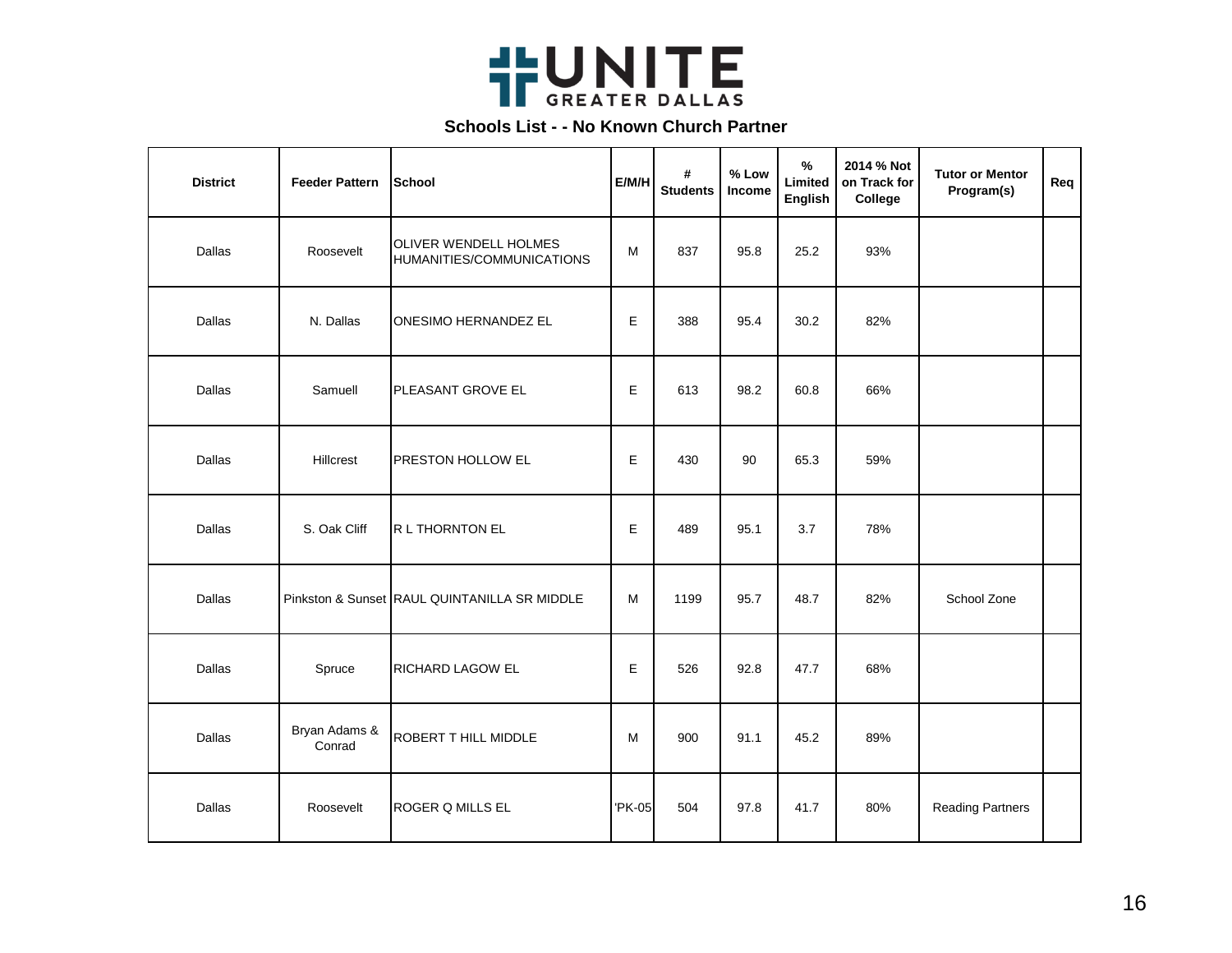UNITE GREATER DALLAS

**Schools List - - No Known Church Partner**

| District | Feeder Pattern | School | E/M/H | # Students | % Low Income | % Limited English | 2014 % Not on Track for College | Tutor or Mentor Program(s) | Req |
|---|---|---|---|---|---|---|---|---|---|
| Dallas | Roosevelt | OLIVER WENDELL HOLMES HUMANITIES/COMMUNICATIONS | M | 837 | 95.8 | 25.2 | 93% | | |
| Dallas | N. Dallas | ONESIMO HERNANDEZ EL | E | 388 | 95.4 | 30.2 | 82% | | |
| Dallas | Samuell | PLEASANT GROVE EL | E | 613 | 98.2 | 60.8 | 66% | | |
| Dallas | Hillcrest | PRESTON HOLLOW EL | E | 430 | 90 | 65.3 | 59% | | |
| Dallas | S. Oak Cliff | R L THORNTON EL | E | 489 | 95.1 | 3.7 | 78% | | |
| Dallas | Pinkston & Sunset | RAUL QUINTANILLA SR MIDDLE | M | 1199 | 95.7 | 48.7 | 82% | School Zone | |
| Dallas | Spruce | RICHARD LAGOW EL | E | 526 | 92.8 | 47.7 | 68% | | |
| Dallas | Bryan Adams & Conrad | ROBERT T HILL MIDDLE | M | 900 | 91.1 | 45.2 | 89% | | |
| Dallas | Roosevelt | ROGER Q MILLS EL | 'PK-05 | 504 | 97.8 | 41.7 | 80% | Reading Partners | |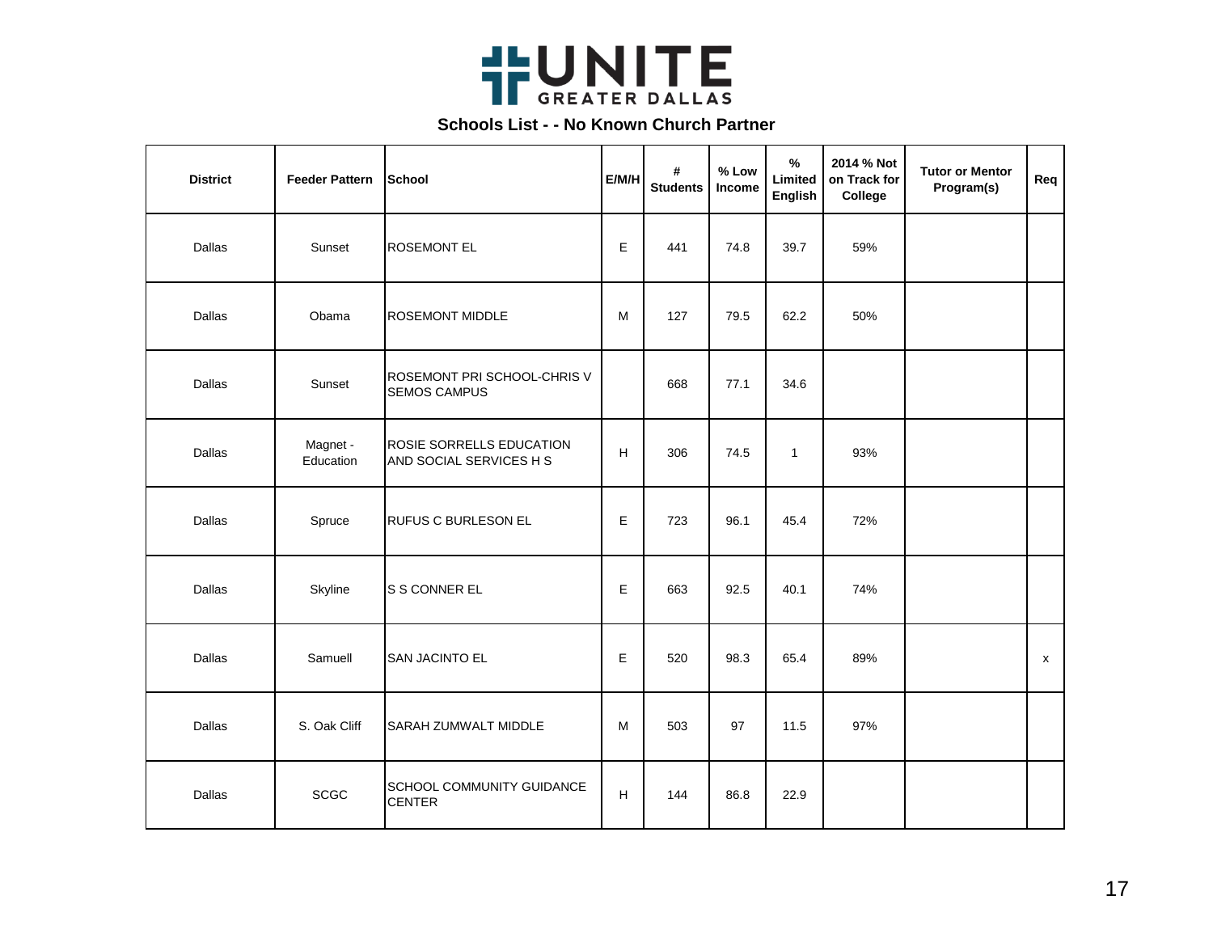UNITE GREATER DALLAS

**Schools List - - No Known Church Partner**

| District | Feeder Pattern | School | E/M/H | # Students | % Low Income | % Limited English | 2014 % Not on Track for College | Tutor or Mentor Program(s) | Req |
|---|---|---|---|---|---|---|---|---|---|
| Dallas | Sunset | ROSEMONT EL | E | 441 | 74.8 | 39.7 | 59% | | |
| Dallas | Obama | ROSEMONT MIDDLE | M | 127 | 79.5 | 62.2 | 50% | | |
| Dallas | Sunset | ROSEMONT PRI SCHOOL-CHRIS V SEMOS CAMPUS | | 668 | 77.1 | 34.6 | | | |
| Dallas | Magnet - Education | ROSIE SORRELLS EDUCATION AND SOCIAL SERVICES H S | H | 306 | 74.5 | 1 | 93% | | |
| Dallas | Spruce | RUFUS C BURLESON EL | E | 723 | 96.1 | 45.4 | 72% | | |
| Dallas | Skyline | S S CONNER EL | E | 663 | 92.5 | 40.1 | 74% | | |
| Dallas | Samuell | SAN JACINTO EL | E | 520 | 98.3 | 65.4 | 89% | | x |
| Dallas | S. Oak Cliff | SARAH ZUMWALT MIDDLE | M | 503 | 97 | 11.5 | 97% | | |
| Dallas | SCGC | SCHOOL COMMUNITY GUIDANCE CENTER | H | 144 | 86.8 | 22.9 | | | |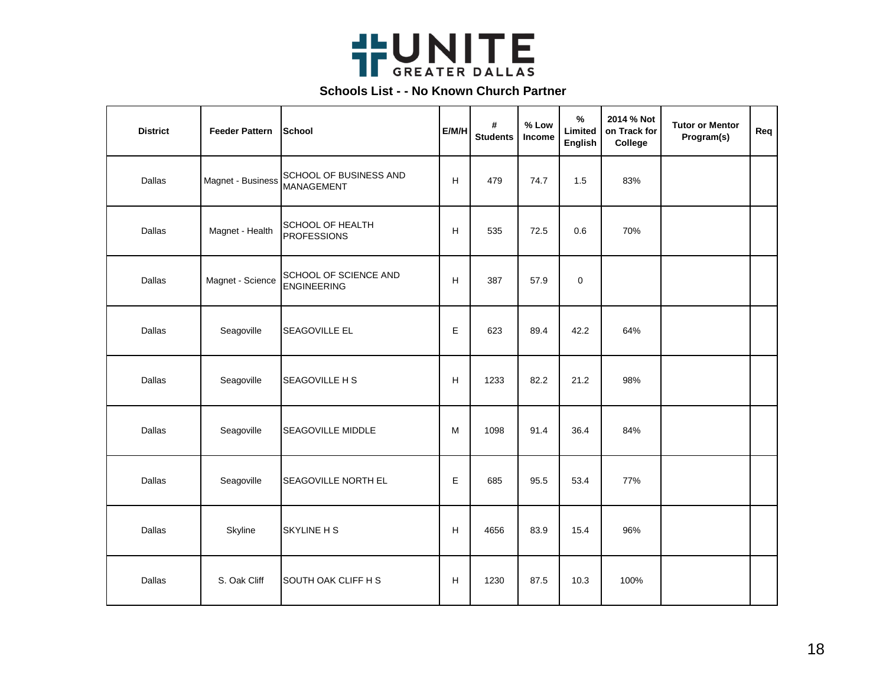# UNITE GREATER DALLAS

## Schools List - - No Known Church Partner

| District | Feeder Pattern | School | E/M/H | # Students | % Low Income | % Limited English | 2014 % Not on Track for College | Tutor or Mentor Program(s) | Req |
|---|---|---|---|---|---|---|---|---|---|
| Dallas | Magnet - Business | SCHOOL OF BUSINESS AND MANAGEMENT | H | 479 | 74.7 | 1.5 | 83% | | |
| Dallas | Magnet - Health | SCHOOL OF HEALTH PROFESSIONS | H | 535 | 72.5 | 0.6 | 70% | | |
| Dallas | Magnet - Science | SCHOOL OF SCIENCE AND ENGINEERING | H | 387 | 57.9 | 0 | | | |
| Dallas | Seagoville | SEAGOVILLE EL | E | 623 | 89.4 | 42.2 | 64% | | |
| Dallas | Seagoville | SEAGOVILLE H S | H | 1233 | 82.2 | 21.2 | 98% | | |
| Dallas | Seagoville | SEAGOVILLE MIDDLE | M | 1098 | 91.4 | 36.4 | 84% | | |
| Dallas | Seagoville | SEAGOVILLE NORTH EL | E | 685 | 95.5 | 53.4 | 77% | | |
| Dallas | Skyline | SKYLINE H S | H | 4656 | 83.9 | 15.4 | 96% | | |
| Dallas | S. Oak Cliff | SOUTH OAK CLIFF H S | H | 1230 | 87.5 | 10.3 | 100% | | |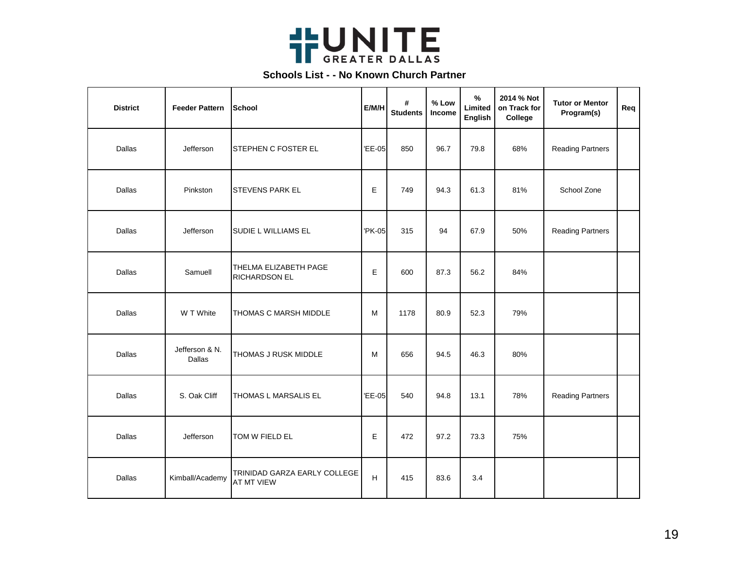UNITE GREATER DALLAS

## Schools List - - No Known Church Partner

| District | Feeder Pattern | School | E/M/H | # Students | % Low Income | % Limited English | 2014 % Not on Track for College | Tutor or Mentor Program(s) | Req |
|---|---|---|---|---|---|---|---|---|---|
| Dallas | Jefferson | STEPHEN C FOSTER EL | 'EE-05 | 850 | 96.7 | 79.8 | 68% | Reading Partners | |
| Dallas | Pinkston | STEVENS PARK EL | E | 749 | 94.3 | 61.3 | 81% | School Zone | |
| Dallas | Jefferson | SUDIE L WILLIAMS EL | 'PK-05 | 315 | 94 | 67.9 | 50% | Reading Partners | |
| Dallas | Samuell | THELMA ELIZABETH PAGE RICHARDSON EL | E | 600 | 87.3 | 56.2 | 84% | | |
| Dallas | W T White | THOMAS C MARSH MIDDLE | M | 1178 | 80.9 | 52.3 | 79% | | |
| Dallas | Jefferson & N. Dallas | THOMAS J RUSK MIDDLE | M | 656 | 94.5 | 46.3 | 80% | | |
| Dallas | S. Oak Cliff | THOMAS L MARSALIS EL | 'EE-05 | 540 | 94.8 | 13.1 | 78% | Reading Partners | |
| Dallas | Jefferson | TOM W FIELD EL | E | 472 | 97.2 | 73.3 | 75% | | |
| Dallas | Kimball/Academy | TRINIDAD GARZA EARLY COLLEGE AT MT VIEW | H | 415 | 83.6 | 3.4 | | | |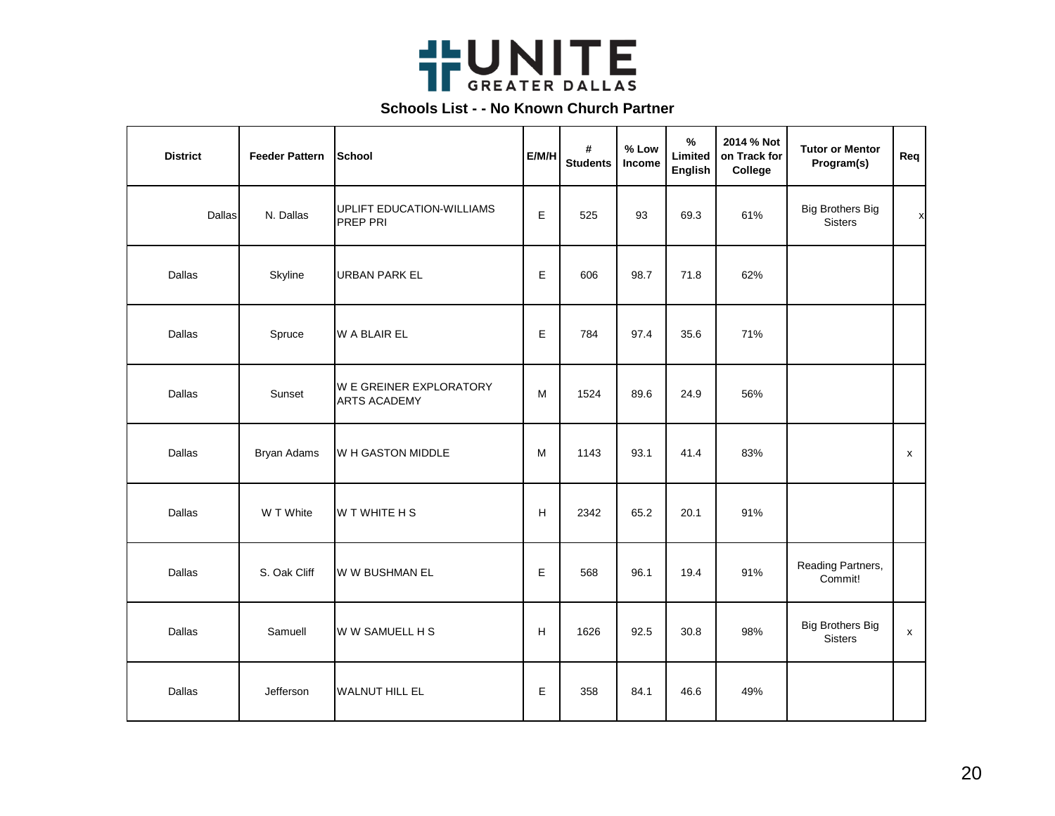UNITE GREATER DALLAS

## Schools List - - No Known Church Partner

| District | Feeder Pattern | School | E/M/H | # Students | % Low Income | % Limited English | 2014 % Not on Track for College | Tutor or Mentor Program(s) | Req |
|---|---|---|---|---|---|---|---|---|---|
| Dallas | N. Dallas | UPLIFT EDUCATION-WILLIAMS PREP PRI | E | 525 | 93 | 69.3 | 61% | Big Brothers Big Sisters | x |
| Dallas | Skyline | URBAN PARK EL | E | 606 | 98.7 | 71.8 | 62% | | |
| Dallas | Spruce | W A BLAIR EL | E | 784 | 97.4 | 35.6 | 71% | | |
| Dallas | Sunset | W E GREINER EXPLORATORY ARTS ACADEMY | M | 1524 | 89.6 | 24.9 | 56% | | |
| Dallas | Bryan Adams | W H GASTON MIDDLE | M | 1143 | 93.1 | 41.4 | 83% | | x |
| Dallas | W T White | W T WHITE H S | H | 2342 | 65.2 | 20.1 | 91% | | |
| Dallas | S. Oak Cliff | W W BUSHMAN EL | E | 568 | 96.1 | 19.4 | 91% | Reading Partners, Commit! | |
| Dallas | Samuell | W W SAMUELL H S | H | 1626 | 92.5 | 30.8 | 98% | Big Brothers Big Sisters | x |
| Dallas | Jefferson | WALNUT HILL EL | E | 358 | 84.1 | 46.6 | 49% | | |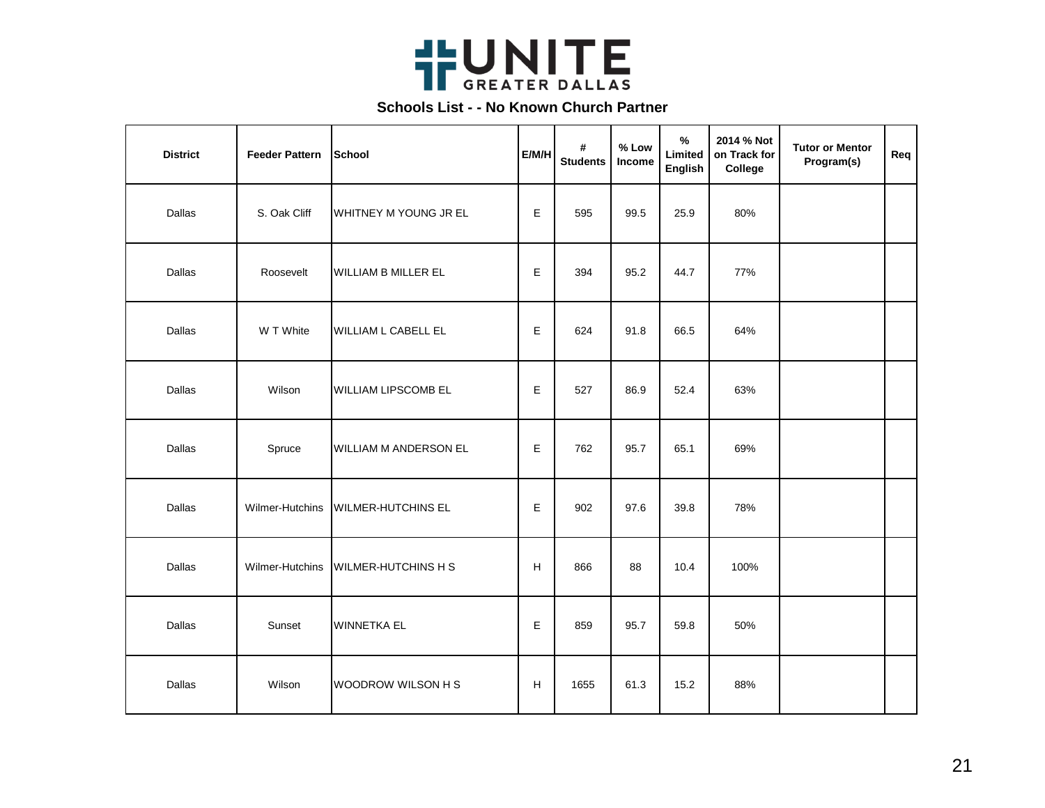UNITE GREATER DALLAS

## Schools List - - No Known Church Partner

| District | Feeder Pattern | School | E/M/H | # Students | % Low Income | % Limited English | 2014 % Not on Track for College | Tutor or Mentor Program(s) | Req |
|---|---|---|---|---|---|---|---|---|---|
| Dallas | S. Oak Cliff | WHITNEY M YOUNG JR EL | E | 595 | 99.5 | 25.9 | 80% | | |
| Dallas | Roosevelt | WILLIAM B MILLER EL | E | 394 | 95.2 | 44.7 | 77% | | |
| Dallas | W T White | WILLIAM L CABELL EL | E | 624 | 91.8 | 66.5 | 64% | | |
| Dallas | Wilson | WILLIAM LIPSCOMB EL | E | 527 | 86.9 | 52.4 | 63% | | |
| Dallas | Spruce | WILLIAM M ANDERSON EL | E | 762 | 95.7 | 65.1 | 69% | | |
| Dallas | Wilmer-Hutchins | WILMER-HUTCHINS EL | E | 902 | 97.6 | 39.8 | 78% | | |
| Dallas | Wilmer-Hutchins | WILMER-HUTCHINS H S | H | 866 | 88 | 10.4 | 100% | | |
| Dallas | Sunset | WINNETKA EL | E | 859 | 95.7 | 59.8 | 50% | | |
| Dallas | Wilson | WOODROW WILSON H S | H | 1655 | 61.3 | 15.2 | 88% | | |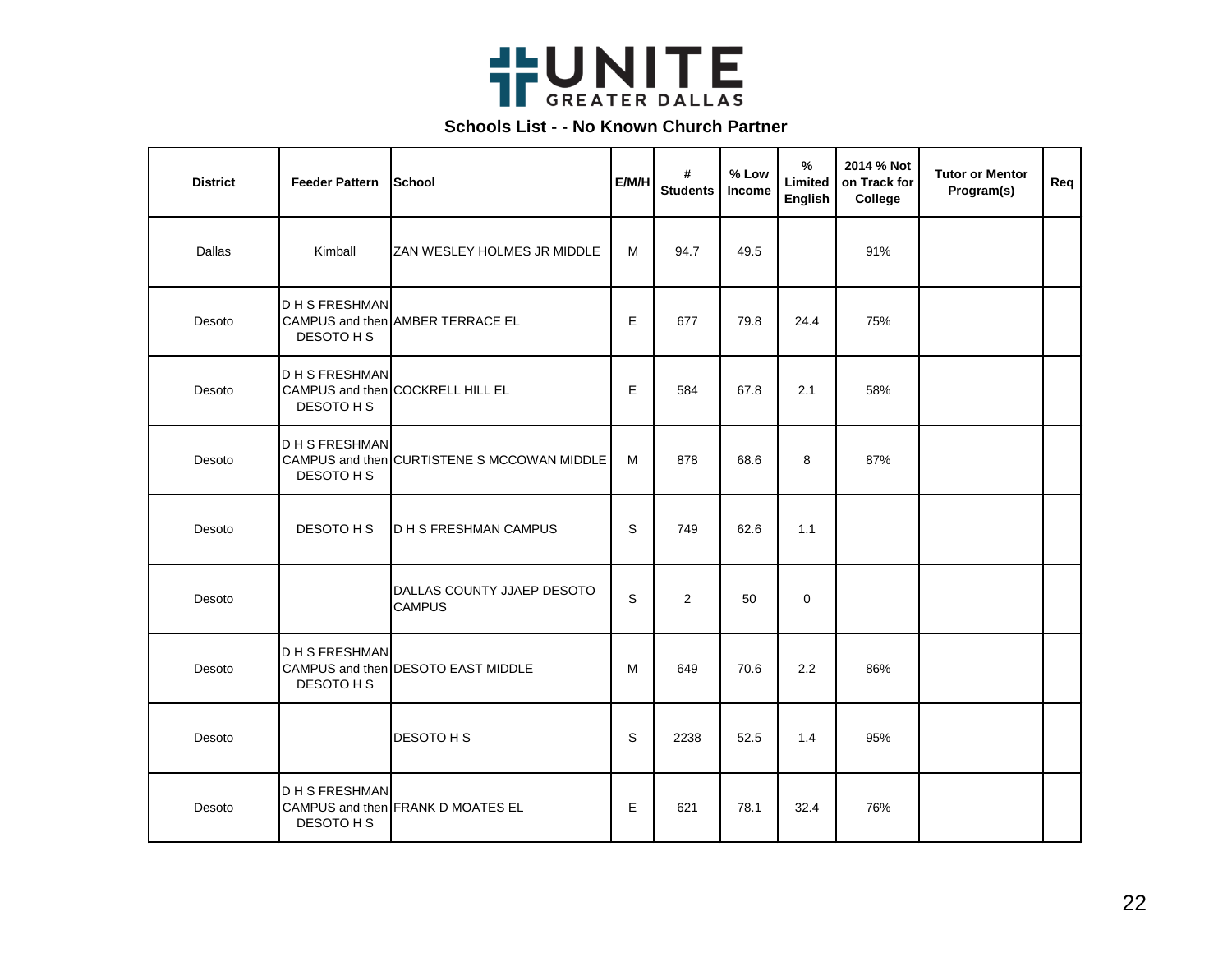UNITE GREATER DALLAS

## Schools List - - No Known Church Partner

| District | Feeder Pattern | School | E/M/H | # Students | % Low Income | % Limited English | 2014 % Not on Track for College | Tutor or Mentor Program(s) | Req |
|---|---|---|---|---|---|---|---|---|---|
| Dallas | Kimball | ZAN WESLEY HOLMES JR MIDDLE | M | 94.7 | 49.5 | | 91% | | |
| Desoto | D H S FRESHMAN CAMPUS and then DESOTO H S | AMBER TERRACE EL | E | 677 | 79.8 | 24.4 | 75% | | |
| Desoto | D H S FRESHMAN CAMPUS and then DESOTO H S | COCKRELL HILL EL | E | 584 | 67.8 | 2.1 | 58% | | |
| Desoto | D H S FRESHMAN CAMPUS and then DESOTO H S | CURTISTENE S MCCOWAN MIDDLE | M | 878 | 68.6 | 8 | 87% | | |
| Desoto | DESOTO H S | D H S FRESHMAN CAMPUS | S | 749 | 62.6 | 1.1 | | | |
| Desoto | | DALLAS COUNTY JJAEP DESOTO CAMPUS | S | 2 | 50 | 0 | | | |
| Desoto | D H S FRESHMAN CAMPUS and then DESOTO H S | DESOTO EAST MIDDLE | M | 649 | 70.6 | 2.2 | 86% | | |
| Desoto | | DESOTO H S | S | 2238 | 52.5 | 1.4 | 95% | | |
| Desoto | D H S FRESHMAN CAMPUS and then DESOTO H S | FRANK D MOATES EL | E | 621 | 78.1 | 32.4 | 76% | | |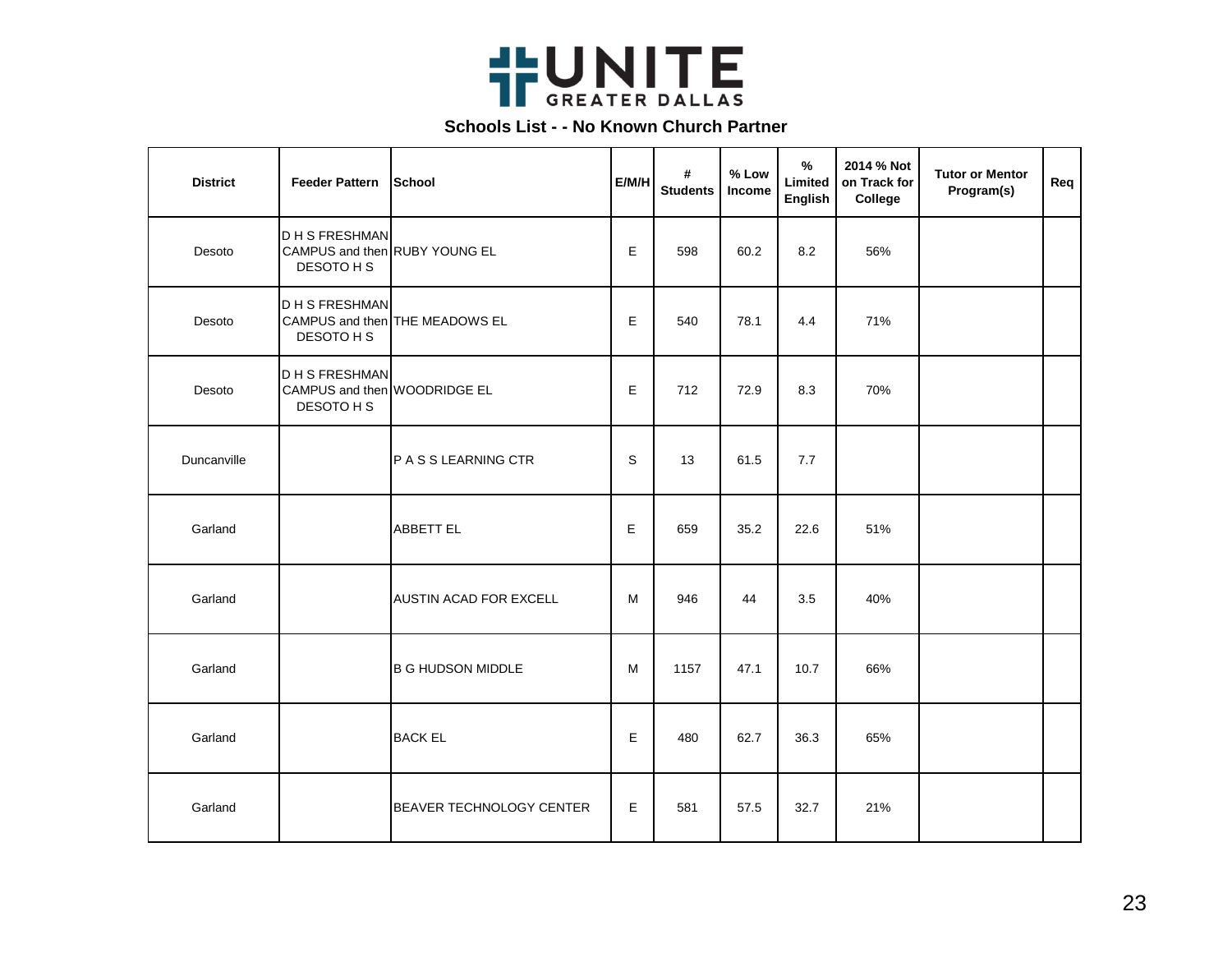UNITE GREATER DALLAS

## Schools List - - No Known Church Partner

| District | Feeder Pattern | School | E/M/H | # Students | % Low Income | % Limited English | 2014 % Not on Track for College | Tutor or Mentor Program(s) | Req |
|---|---|---|---|---|---|---|---|---|---|
| Desoto | D H S FRESHMAN CAMPUS and then DESOTO H S | RUBY YOUNG EL | E | 598 | 60.2 | 8.2 | 56% | | |
| Desoto | D H S FRESHMAN CAMPUS and then DESOTO H S | THE MEADOWS EL | E | 540 | 78.1 | 4.4 | 71% | | |
| Desoto | D H S FRESHMAN CAMPUS and then DESOTO H S | WOODRIDGE EL | E | 712 | 72.9 | 8.3 | 70% | | |
| Duncanville | | P A S S LEARNING CTR | S | 13 | 61.5 | 7.7 | | | |
| Garland | | ABBETT EL | E | 659 | 35.2 | 22.6 | 51% | | |
| Garland | | AUSTIN ACAD FOR EXCELL | M | 946 | 44 | 3.5 | 40% | | |
| Garland | | B G HUDSON MIDDLE | M | 1157 | 47.1 | 10.7 | 66% | | |
| Garland | | BACK EL | E | 480 | 62.7 | 36.3 | 65% | | |
| Garland | | BEAVER TECHNOLOGY CENTER | E | 581 | 57.5 | 32.7 | 21% | | |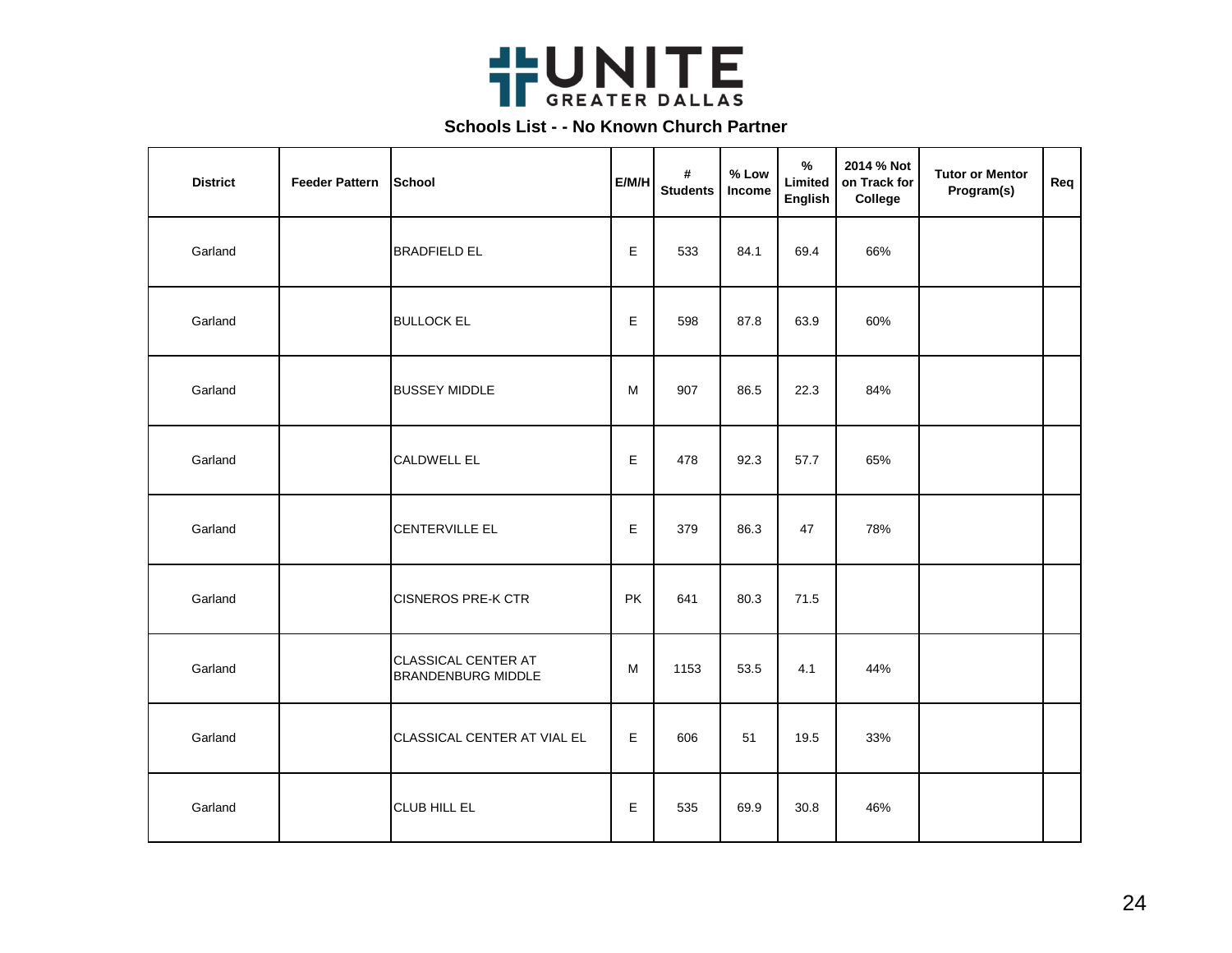# UNITE GREATER DALLAS

## Schools List - - No Known Church Partner

| District | Feeder Pattern | School | E/M/H | # Students | % Low Income | % Limited English | 2014 % Not on Track for College | Tutor or Mentor Program(s) | Req |
|---|---|---|---|---|---|---|---|---|---|
| Garland | | BRADFIELD EL | E | 533 | 84.1 | 69.4 | 66% | | |
| Garland | | BULLOCK EL | E | 598 | 87.8 | 63.9 | 60% | | |
| Garland | | BUSSEY MIDDLE | M | 907 | 86.5 | 22.3 | 84% | | |
| Garland | | CALDWELL EL | E | 478 | 92.3 | 57.7 | 65% | | |
| Garland | | CENTERVILLE EL | E | 379 | 86.3 | 47 | 78% | | |
| Garland | | CISNEROS PRE-K CTR | PK | 641 | 80.3 | 71.5 | | | |
| Garland | | CLASSICAL CENTER AT BRANDENBURG MIDDLE | M | 1153 | 53.5 | 4.1 | 44% | | |
| Garland | | CLASSICAL CENTER AT VIAL EL | E | 606 | 51 | 19.5 | 33% | | |
| Garland | | CLUB HILL EL | E | 535 | 69.9 | 30.8 | 46% | | |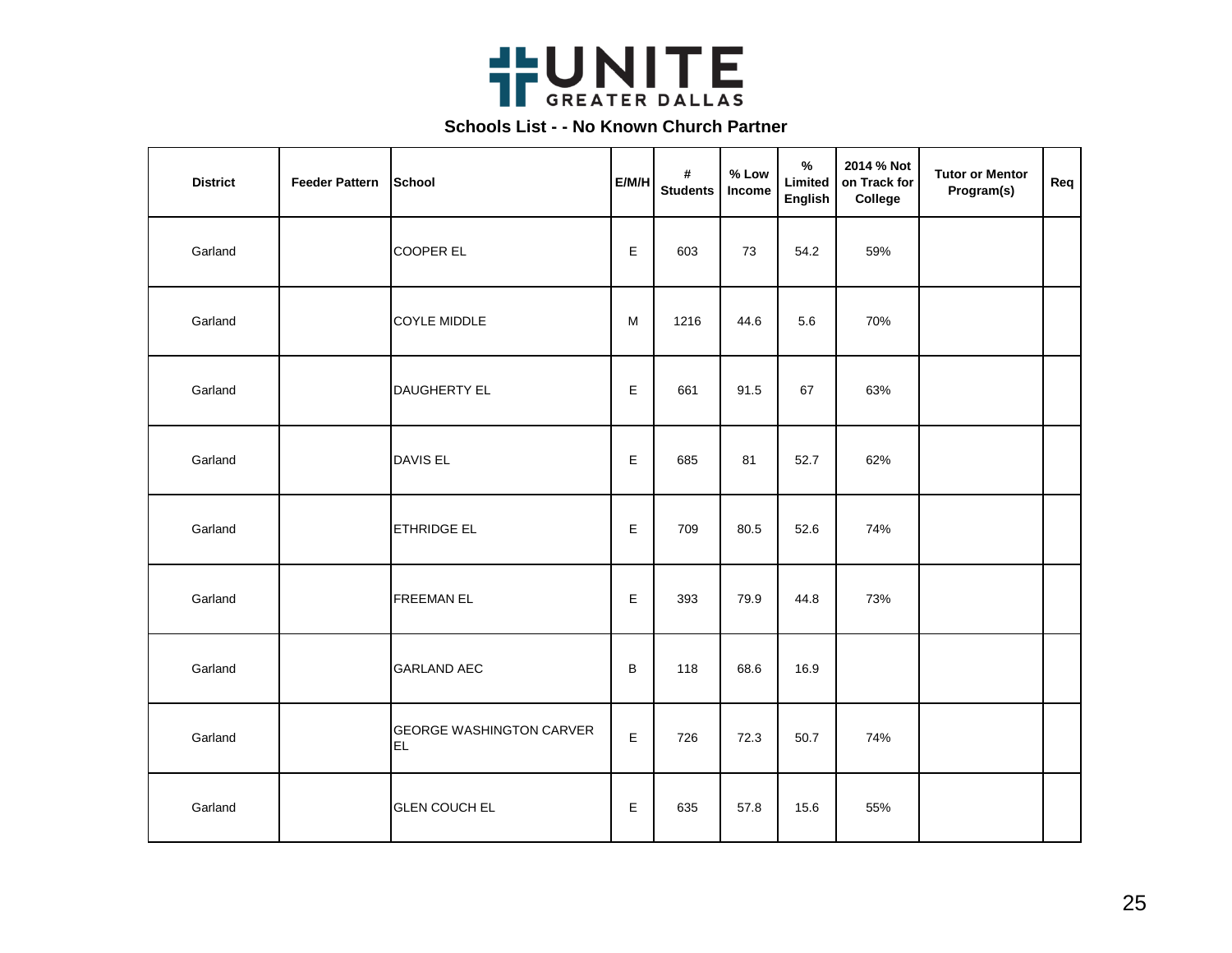UNITE GREATER DALLAS

## Schools List - - No Known Church Partner

| District | Feeder Pattern | School | E/M/H | # Students | % Low Income | % Limited English | 2014 % Not on Track for College | Tutor or Mentor Program(s) | Req |
|---|---|---|---|---|---|---|---|---|---|
| Garland | | COOPER EL | E | 603 | 73 | 54.2 | 59% | | |
| Garland | | COYLE MIDDLE | M | 1216 | 44.6 | 5.6 | 70% | | |
| Garland | | DAUGHERTY EL | E | 661 | 91.5 | 67 | 63% | | |
| Garland | | DAVIS EL | E | 685 | 81 | 52.7 | 62% | | |
| Garland | | ETHRIDGE EL | E | 709 | 80.5 | 52.6 | 74% | | |
| Garland | | FREEMAN EL | E | 393 | 79.9 | 44.8 | 73% | | |
| Garland | | GARLAND AEC | B | 118 | 68.6 | 16.9 | | | |
| Garland | | GEORGE WASHINGTON CARVER EL | E | 726 | 72.3 | 50.7 | 74% | | |
| Garland | | GLEN COUCH EL | E | 635 | 57.8 | 15.6 | 55% | | |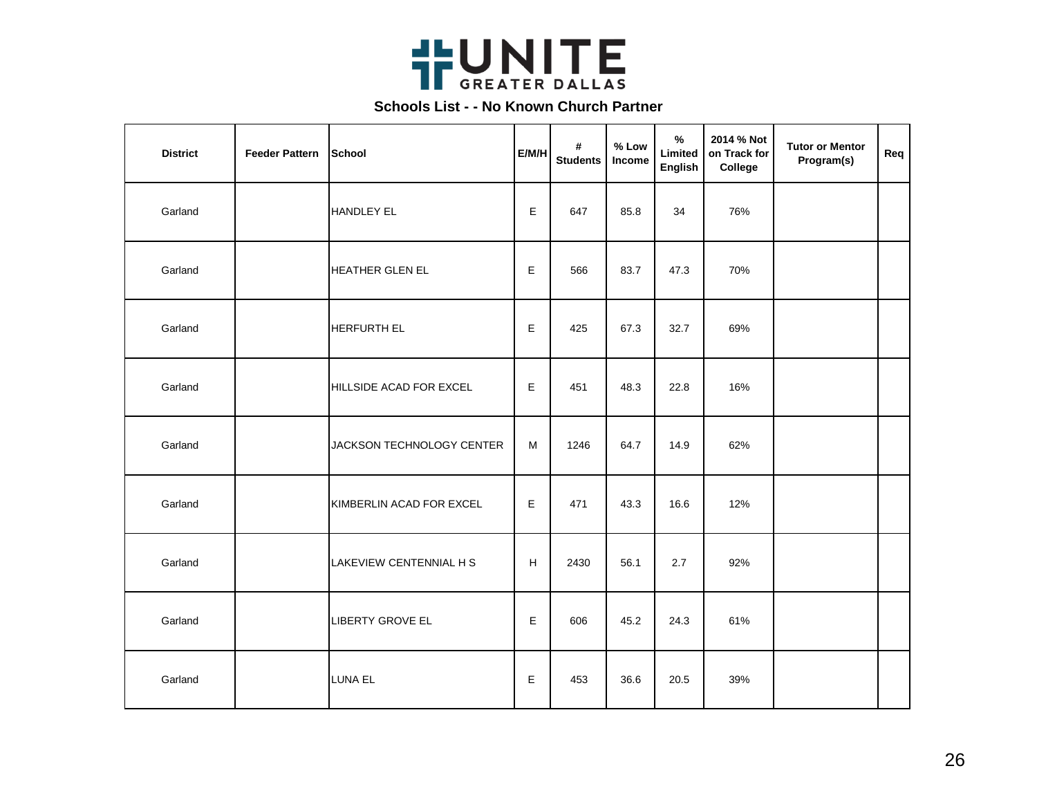UNITE GREATER DALLAS

**Schools List - - No Known Church Partner**

| District | Feeder Pattern | School | E/M/H | # Students | % Low Income | % Limited English | 2014 % Not on Track for College | Tutor or Mentor Program(s) | Req |
|---|---|---|---|---|---|---|---|---|---|
| Garland | | HANDLEY EL | E | 647 | 85.8 | 34 | 76% | | |
| Garland | | HEATHER GLEN EL | E | 566 | 83.7 | 47.3 | 70% | | |
| Garland | | HERFURTH EL | E | 425 | 67.3 | 32.7 | 69% | | |
| Garland | | HILLSIDE ACAD FOR EXCEL | E | 451 | 48.3 | 22.8 | 16% | | |
| Garland | | JACKSON TECHNOLOGY CENTER | M | 1246 | 64.7 | 14.9 | 62% | | |
| Garland | | KIMBERLIN ACAD FOR EXCEL | E | 471 | 43.3 | 16.6 | 12% | | |
| Garland | | LAKEVIEW CENTENNIAL H S | H | 2430 | 56.1 | 2.7 | 92% | | |
| Garland | | LIBERTY GROVE EL | E | 606 | 45.2 | 24.3 | 61% | | |
| Garland | | LUNA EL | E | 453 | 36.6 | 20.5 | 39% | | |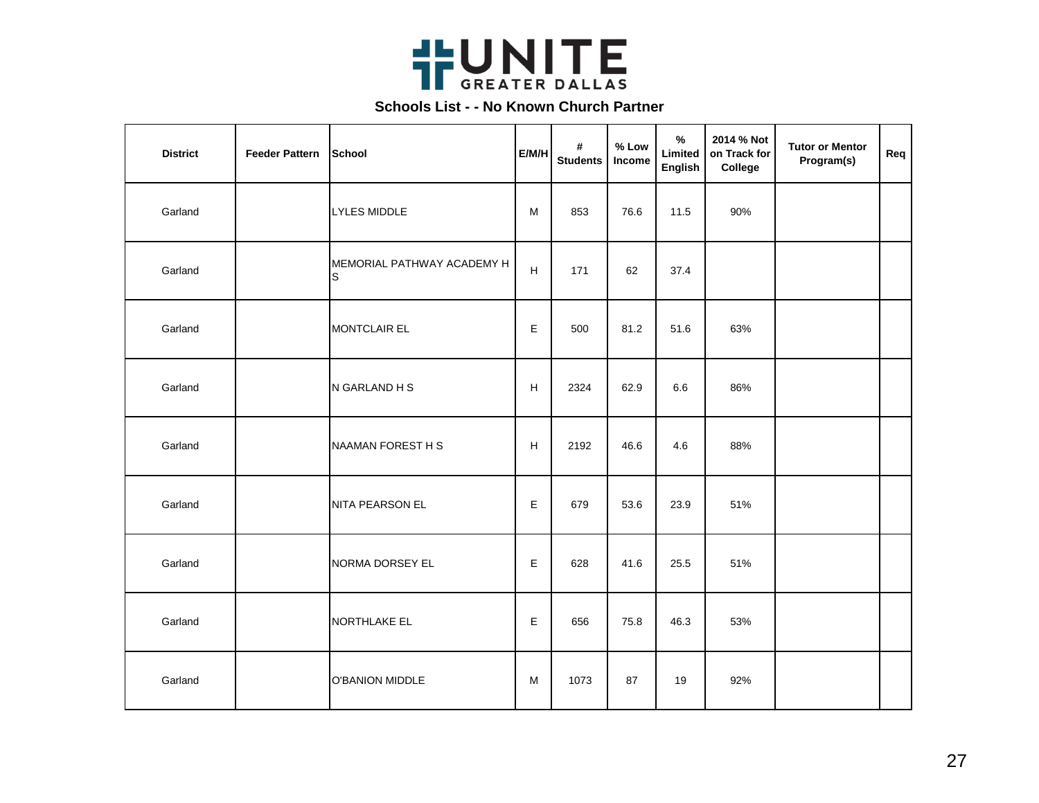UNITE GREATER DALLAS

## Schools List - - No Known Church Partner

| District | Feeder Pattern | School | E/M/H | # Students | % Low Income | % Limited English | 2014 % Not on Track for College | Tutor or Mentor Program(s) | Req |
|---|---|---|---|---|---|---|---|---|---|
| Garland | | LYLES MIDDLE | M | 853 | 76.6 | 11.5 | 90% | | |
| Garland | | MEMORIAL PATHWAY ACADEMY H S | H | 171 | 62 | 37.4 | | | |
| Garland | | MONTCLAIR EL | E | 500 | 81.2 | 51.6 | 63% | | |
| Garland | | N GARLAND H S | H | 2324 | 62.9 | 6.6 | 86% | | |
| Garland | | NAAMAN FOREST H S | H | 2192 | 46.6 | 4.6 | 88% | | |
| Garland | | NITA PEARSON EL | E | 679 | 53.6 | 23.9 | 51% | | |
| Garland | | NORMA DORSEY EL | E | 628 | 41.6 | 25.5 | 51% | | |
| Garland | | NORTHLAKE EL | E | 656 | 75.8 | 46.3 | 53% | | |
| Garland | | O'BANION MIDDLE | M | 1073 | 87 | 19 | 92% | | |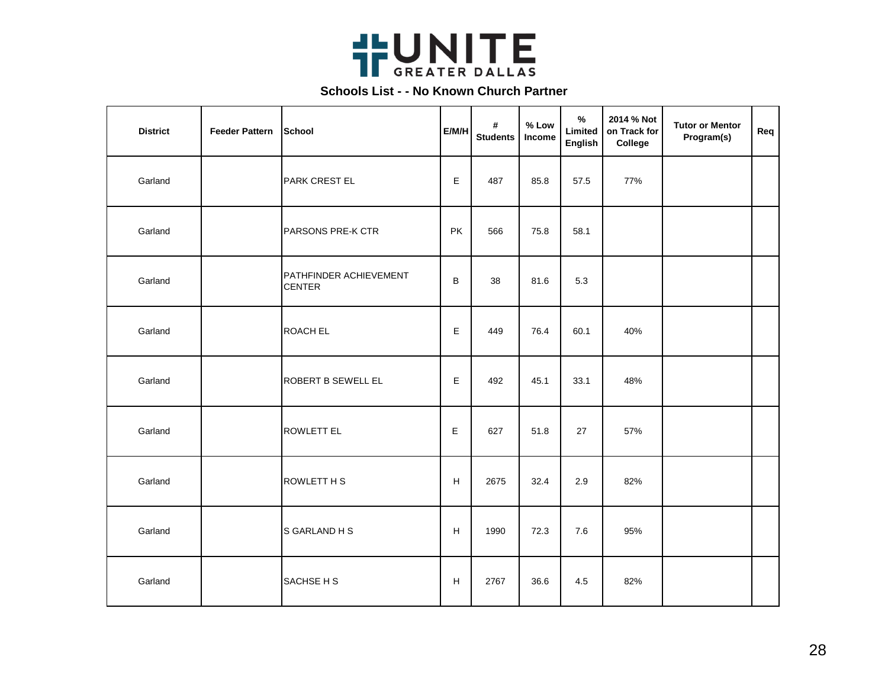UNITE GREATER DALLAS

**Schools List - - No Known Church Partner**

| District | Feeder Pattern | School | E/M/H | # Students | % Low Income | % Limited English | 2014 % Not on Track for College | Tutor or Mentor Program(s) | Req |
|---|---|---|---|---|---|---|---|---|---|
| Garland | | PARK CREST EL | E | 487 | 85.8 | 57.5 | 77% | | |
| Garland | | PARSONS PRE-K CTR | PK | 566 | 75.8 | 58.1 | | | |
| Garland | | PATHFINDER ACHIEVEMENT CENTER | B | 38 | 81.6 | 5.3 | | | |
| Garland | | ROACH EL | E | 449 | 76.4 | 60.1 | 40% | | |
| Garland | | ROBERT B SEWELL EL | E | 492 | 45.1 | 33.1 | 48% | | |
| Garland | | ROWLETT EL | E | 627 | 51.8 | 27 | 57% | | |
| Garland | | ROWLETT H S | H | 2675 | 32.4 | 2.9 | 82% | | |
| Garland | | S GARLAND H S | H | 1990 | 72.3 | 7.6 | 95% | | |
| Garland | | SACHSE H S | H | 2767 | 36.6 | 4.5 | 82% | | |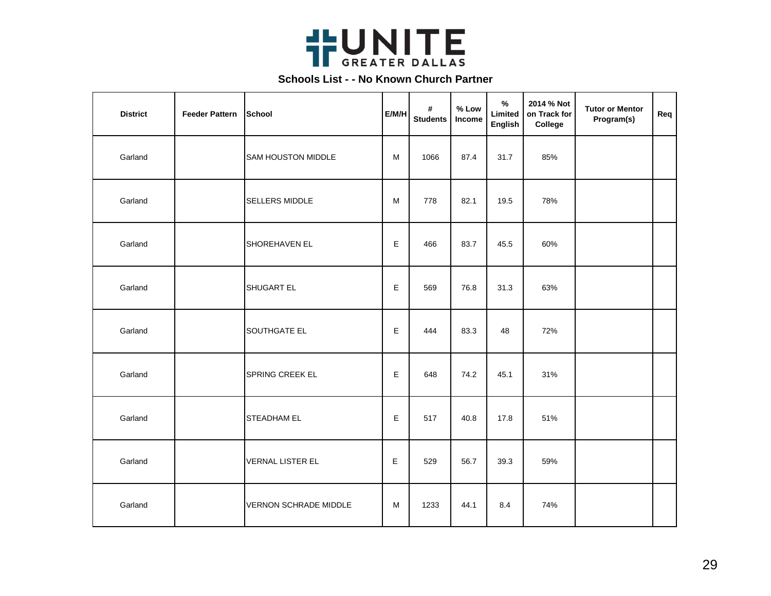UNITE GREATER DALLAS

**Schools List - - No Known Church Partner**

| District | Feeder Pattern | School | E/M/H | # Students | % Low Income | % Limited English | 2014 % Not on Track for College | Tutor or Mentor Program(s) | Req |
|---|---|---|---|---|---|---|---|---|---|
| Garland | | SAM HOUSTON MIDDLE | M | 1066 | 87.4 | 31.7 | 85% | | |
| Garland | | SELLERS MIDDLE | M | 778 | 82.1 | 19.5 | 78% | | |
| Garland | | SHOREHAVEN EL | E | 466 | 83.7 | 45.5 | 60% | | |
| Garland | | SHUGART EL | E | 569 | 76.8 | 31.3 | 63% | | |
| Garland | | SOUTHGATE EL | E | 444 | 83.3 | 48 | 72% | | |
| Garland | | SPRING CREEK EL | E | 648 | 74.2 | 45.1 | 31% | | |
| Garland | | STEADHAM EL | E | 517 | 40.8 | 17.8 | 51% | | |
| Garland | | VERNAL LISTER EL | E | 529 | 56.7 | 39.3 | 59% | | |
| Garland | | VERNON SCHRADE MIDDLE | M | 1233 | 44.1 | 8.4 | 74% | | |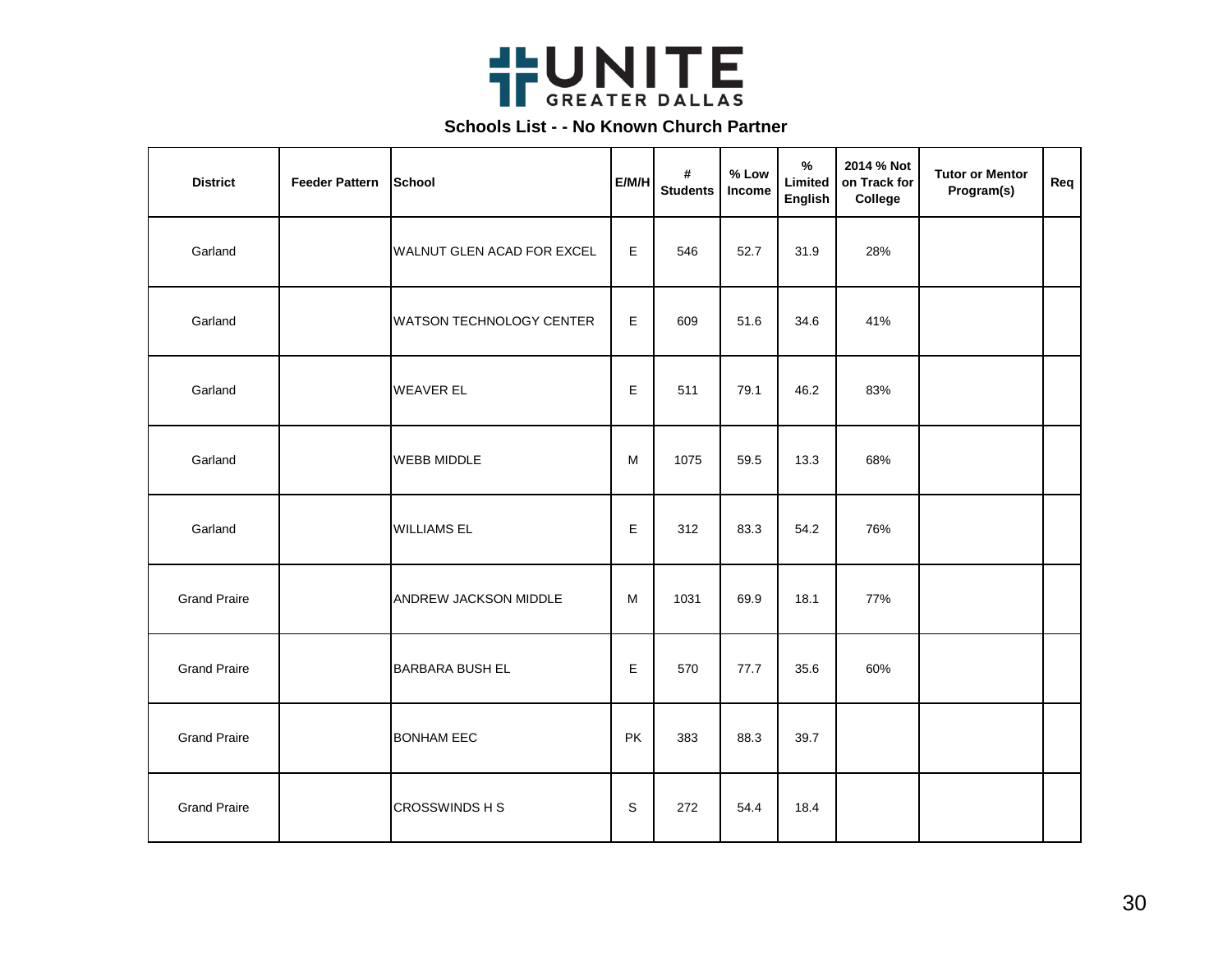# UNITE GREATER DALLAS

## Schools List - - No Known Church Partner

| District | Feeder Pattern | School | E/M/H | # Students | % Low Income | % Limited English | 2014 % Not on Track for College | Tutor or Mentor Program(s) | Req |
|---|---|---|---|---|---|---|---|---|---|
| Garland | | WALNUT GLEN ACAD FOR EXCEL | E | 546 | 52.7 | 31.9 | 28% | | |
| Garland | | WATSON TECHNOLOGY CENTER | E | 609 | 51.6 | 34.6 | 41% | | |
| Garland | | WEAVER EL | E | 511 | 79.1 | 46.2 | 83% | | |
| Garland | | WEBB MIDDLE | M | 1075 | 59.5 | 13.3 | 68% | | |
| Garland | | WILLIAMS EL | E | 312 | 83.3 | 54.2 | 76% | | |
| Grand Praire | | ANDREW JACKSON MIDDLE | M | 1031 | 69.9 | 18.1 | 77% | | |
| Grand Praire | | BARBARA BUSH EL | E | 570 | 77.7 | 35.6 | 60% | | |
| Grand Praire | | BONHAM EEC | PK | 383 | 88.3 | 39.7 | | | |
| Grand Praire | | CROSSWINDS H S | S | 272 | 54.4 | 18.4 | | | |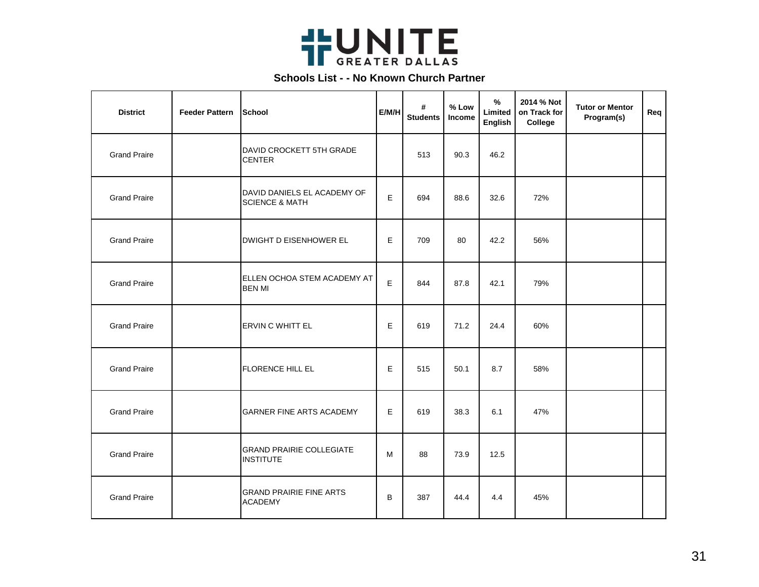UNITE GREATER DALLAS

**Schools List - - No Known Church Partner**

| District | Feeder Pattern | School | E/M/H | # Students | % Low Income | % Limited English | 2014 % Not on Track for College | Tutor or Mentor Program(s) | Req |
|---|---|---|---|---|---|---|---|---|---|
| Grand Praire | | DAVID CROCKETT 5TH GRADE CENTER | | 513 | 90.3 | 46.2 | | | |
| Grand Praire | | DAVID DANIELS EL ACADEMY OF SCIENCE & MATH | E | 694 | 88.6 | 32.6 | 72% | | |
| Grand Praire | | DWIGHT D EISENHOWER EL | E | 709 | 80 | 42.2 | 56% | | |
| Grand Praire | | ELLEN OCHOA STEM ACADEMY AT BEN MI | E | 844 | 87.8 | 42.1 | 79% | | |
| Grand Praire | | ERVIN C WHITT EL | E | 619 | 71.2 | 24.4 | 60% | | |
| Grand Praire | | FLORENCE HILL EL | E | 515 | 50.1 | 8.7 | 58% | | |
| Grand Praire | | GARNER FINE ARTS ACADEMY | E | 619 | 38.3 | 6.1 | 47% | | |
| Grand Praire | | GRAND PRAIRIE COLLEGIATE INSTITUTE | M | 88 | 73.9 | 12.5 | | | |
| Grand Praire | | GRAND PRAIRIE FINE ARTS ACADEMY | B | 387 | 44.4 | 4.4 | 45% | | |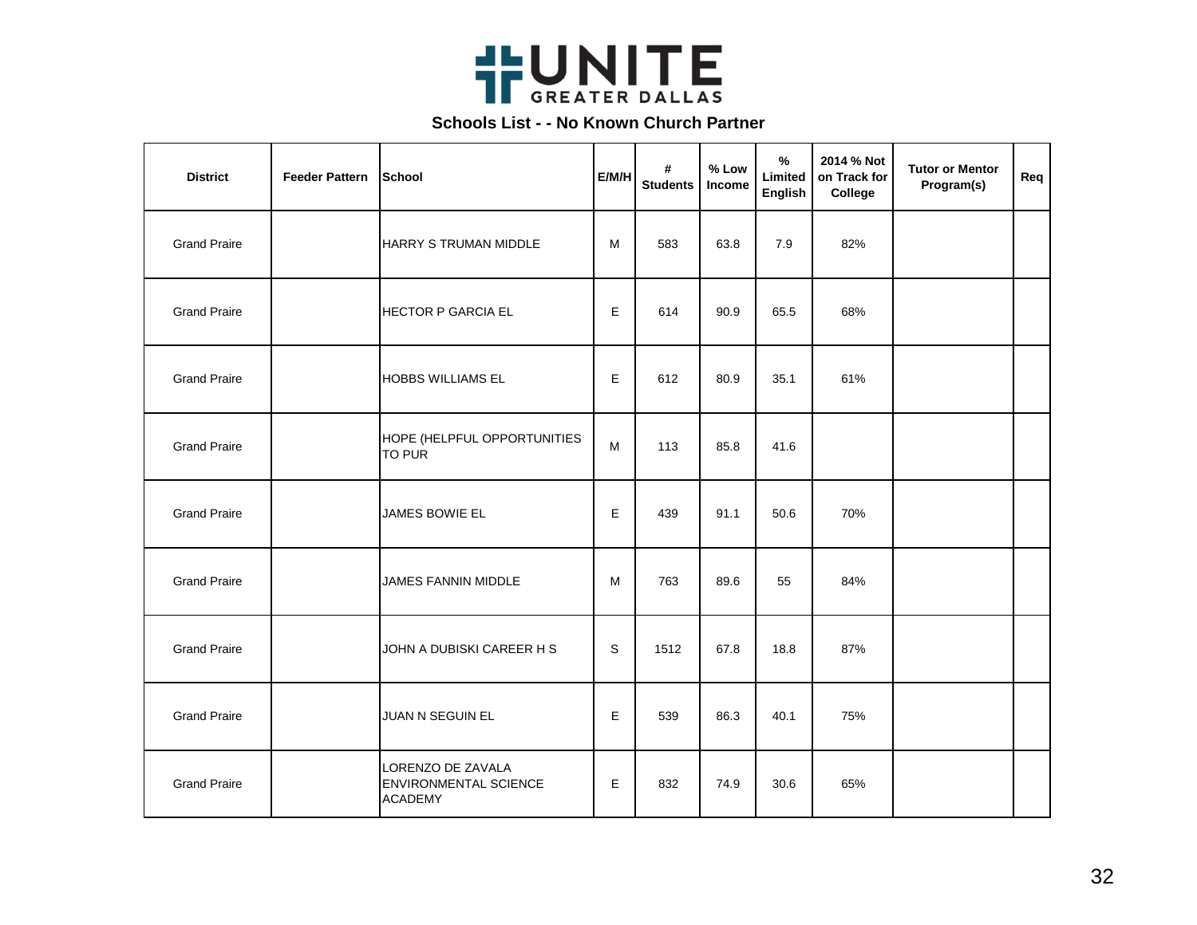# UNITE GREATER DALLAS

## Schools List - - No Known Church Partner

| District | Feeder Pattern | School | E/M/H | # Students | % Low Income | % Limited English | 2014 % Not on Track for College | Tutor or Mentor Program(s) | Req |
|---|---|---|---|---|---|---|---|---|---|
| Grand Praire | | HARRY S TRUMAN MIDDLE | M | 583 | 63.8 | 7.9 | 82% | | |
| Grand Praire | | HECTOR P GARCIA EL | E | 614 | 90.9 | 65.5 | 68% | | |
| Grand Praire | | HOBBS WILLIAMS EL | E | 612 | 80.9 | 35.1 | 61% | | |
| Grand Praire | | HOPE (HELPFUL OPPORTUNITIES TO PUR | M | 113 | 85.8 | 41.6 | | | |
| Grand Praire | | JAMES BOWIE EL | E | 439 | 91.1 | 50.6 | 70% | | |
| Grand Praire | | JAMES FANNIN MIDDLE | M | 763 | 89.6 | 55 | 84% | | |
| Grand Praire | | JOHN A DUBISKI CAREER H S | S | 1512 | 67.8 | 18.8 | 87% | | |
| Grand Praire | | JUAN N SEGUIN EL | E | 539 | 86.3 | 40.1 | 75% | | |
| Grand Praire | | LORENZO DE ZAVALA ENVIRONMENTAL SCIENCE ACADEMY | E | 832 | 74.9 | 30.6 | 65% | | |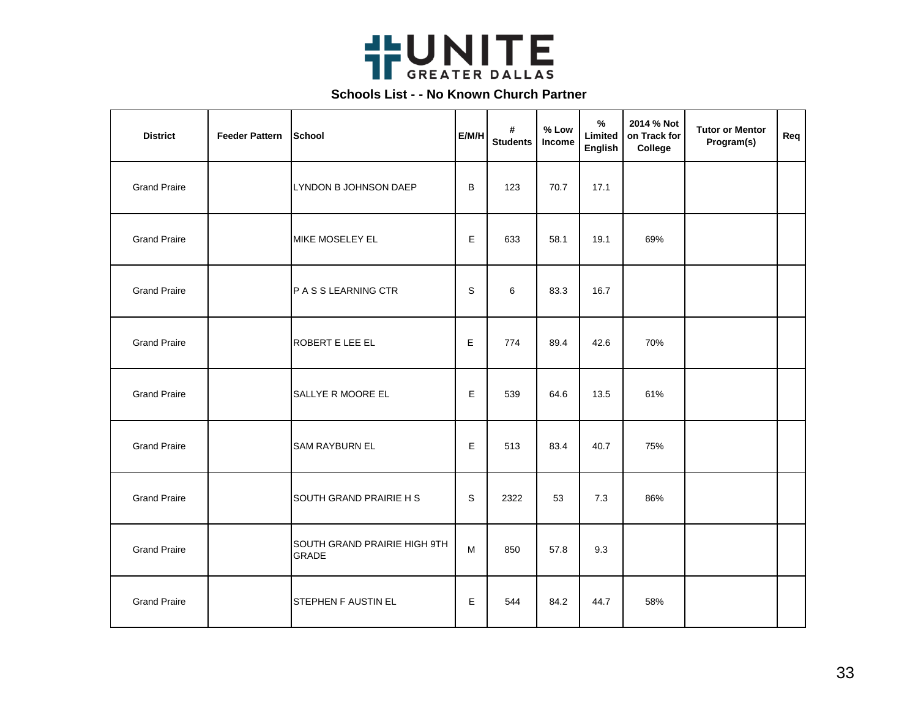# UNITE GREATER DALLAS

## Schools List - - No Known Church Partner

| District | Feeder Pattern | School | E/M/H | # Students | % Low Income | % Limited English | 2014 % Not on Track for College | Tutor or Mentor Program(s) | Req |
|---|---|---|---|---|---|---|---|---|---|
| Grand Praire | | LYNDON B JOHNSON DAEP | B | 123 | 70.7 | 17.1 | | | |
| Grand Praire | | MIKE MOSELEY EL | E | 633 | 58.1 | 19.1 | 69% | | |
| Grand Praire | | P A S S LEARNING CTR | S | 6 | 83.3 | 16.7 | | | |
| Grand Praire | | ROBERT E LEE EL | E | 774 | 89.4 | 42.6 | 70% | | |
| Grand Praire | | SALLYE R MOORE EL | E | 539 | 64.6 | 13.5 | 61% | | |
| Grand Praire | | SAM RAYBURN EL | E | 513 | 83.4 | 40.7 | 75% | | |
| Grand Praire | | SOUTH GRAND PRAIRIE H S | S | 2322 | 53 | 7.3 | 86% | | |
| Grand Praire | | SOUTH GRAND PRAIRIE HIGH 9TH GRADE | M | 850 | 57.8 | 9.3 | | | |
| Grand Praire | | STEPHEN F AUSTIN EL | E | 544 | 84.2 | 44.7 | 58% | | |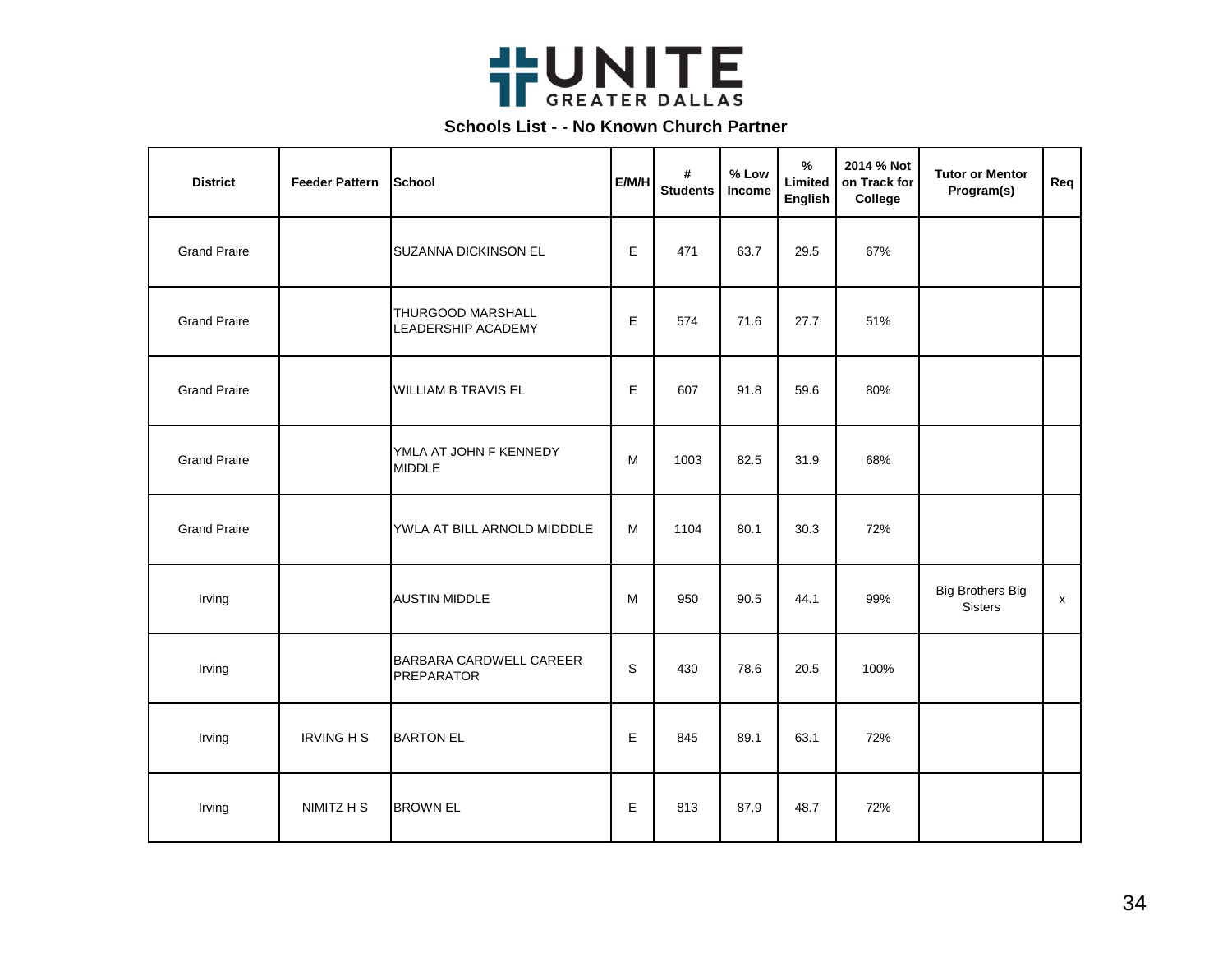UNITE GREATER DALLAS

## Schools List - - No Known Church Partner

| District | Feeder Pattern | School | E/M/H | # Students | % Low Income | % Limited English | 2014 % Not on Track for College | Tutor or Mentor Program(s) | Req |
|---|---|---|---|---|---|---|---|---|---|
| Grand Praire | | SUZANNA DICKINSON EL | E | 471 | 63.7 | 29.5 | 67% | | |
| Grand Praire | | THURGOOD MARSHALL LEADERSHIP ACADEMY | E | 574 | 71.6 | 27.7 | 51% | | |
| Grand Praire | | WILLIAM B TRAVIS EL | E | 607 | 91.8 | 59.6 | 80% | | |
| Grand Praire | | YMLA AT JOHN F KENNEDY MIDDLE | M | 1003 | 82.5 | 31.9 | 68% | | |
| Grand Praire | | YWLA AT BILL ARNOLD MIDDDLE | M | 1104 | 80.1 | 30.3 | 72% | | |
| Irving | | AUSTIN MIDDLE | M | 950 | 90.5 | 44.1 | 99% | Big Brothers Big Sisters | x |
| Irving | | BARBARA CARDWELL CAREER PREPARATOR | S | 430 | 78.6 | 20.5 | 100% | | |
| Irving | IRVING H S | BARTON EL | E | 845 | 89.1 | 63.1 | 72% | | |
| Irving | NIMITZ H S | BROWN EL | E | 813 | 87.9 | 48.7 | 72% | | |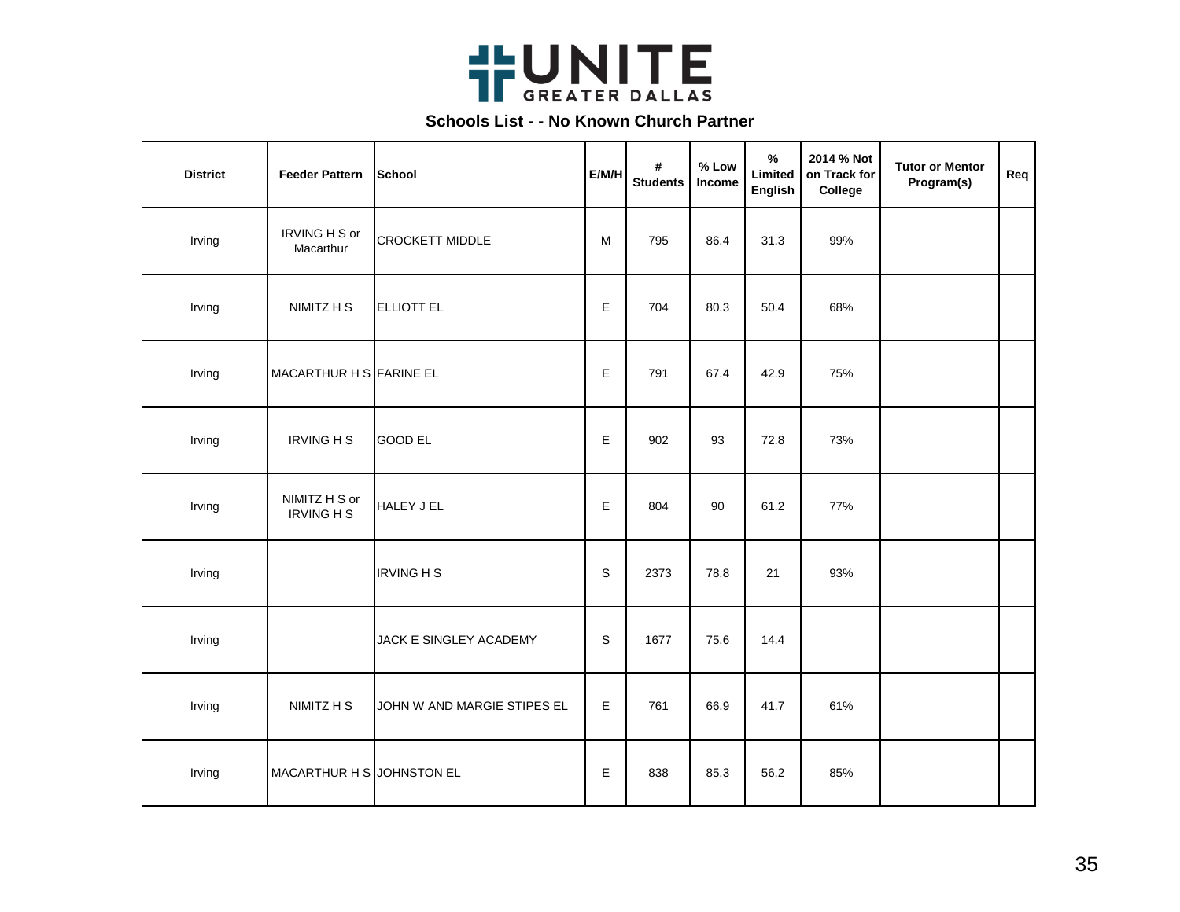UNITE GREATER DALLAS

## Schools List - - No Known Church Partner

| District | Feeder Pattern | School | E/M/H | # Students | % Low Income | % Limited English | 2014 % Not on Track for College | Tutor or Mentor Program(s) | Req |
|---|---|---|---|---|---|---|---|---|---|
| Irving | IRVING H S or Macarthur | CROCKETT MIDDLE | M | 795 | 86.4 | 31.3 | 99% | | |
| Irving | NIMITZ H S | ELLIOTT EL | E | 704 | 80.3 | 50.4 | 68% | | |
| Irving | MACARTHUR H S | FARINE EL | E | 791 | 67.4 | 42.9 | 75% | | |
| Irving | IRVING H S | GOOD EL | E | 902 | 93 | 72.8 | 73% | | |
| Irving | NIMITZ H S or IRVING H S | HALEY J EL | E | 804 | 90 | 61.2 | 77% | | |
| Irving | | IRVING H S | S | 2373 | 78.8 | 21 | 93% | | |
| Irving | | JACK E SINGLEY ACADEMY | S | 1677 | 75.6 | 14.4 | | | |
| Irving | NIMITZ H S | JOHN W AND MARGIE STIPES EL | E | 761 | 66.9 | 41.7 | 61% | | |
| Irving | MACARTHUR H S | JOHNSTON EL | E | 838 | 85.3 | 56.2 | 85% | | |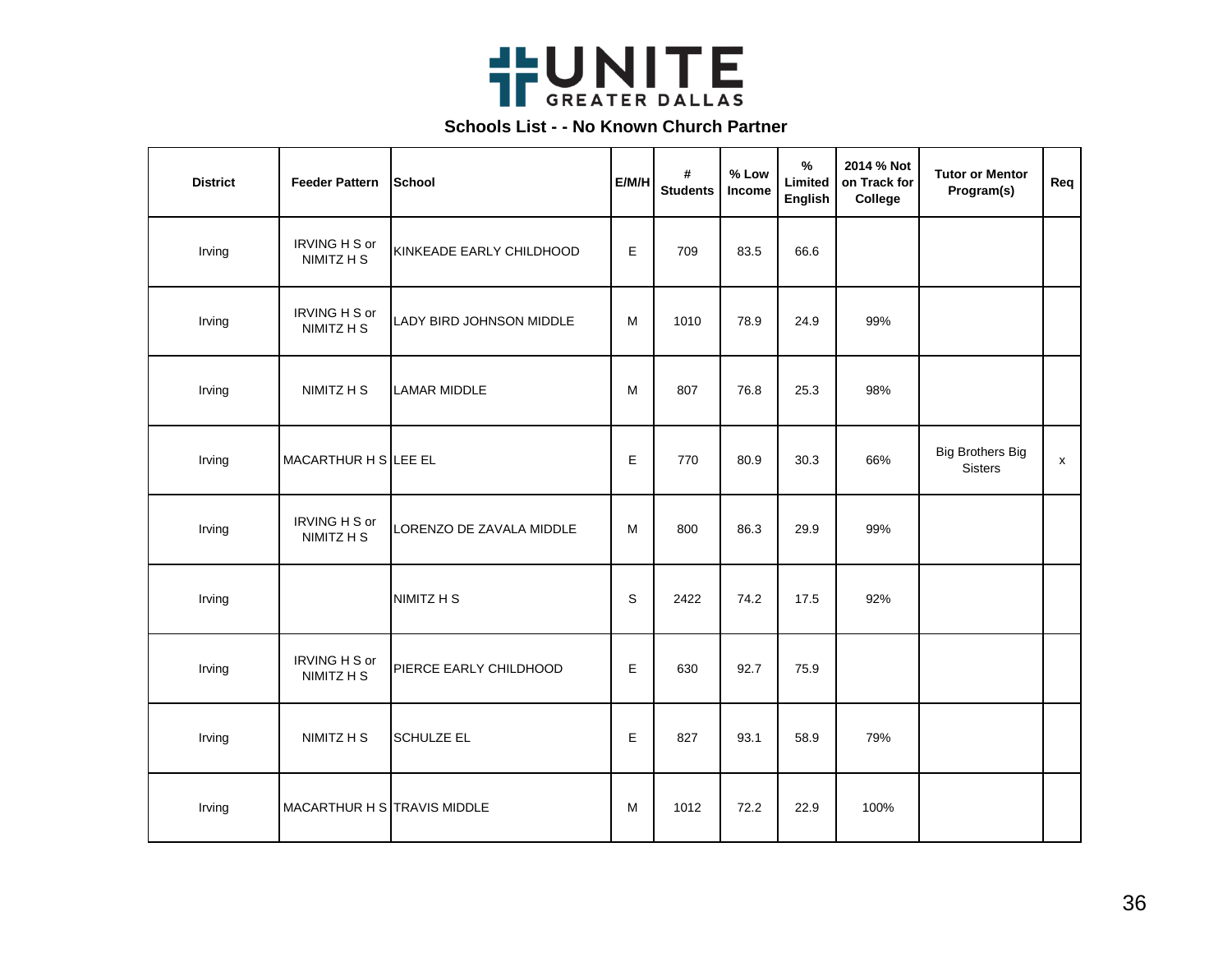UNITE GREATER DALLAS

## Schools List - - No Known Church Partner

| District | Feeder Pattern | School | E/M/H | # Students | % Low Income | % Limited English | 2014 % Not on Track for College | Tutor or Mentor Program(s) | Req |
|---|---|---|---|---|---|---|---|---|---|
| Irving | IRVING H S or NIMITZ H S | KINKEADE EARLY CHILDHOOD | E | 709 | 83.5 | 66.6 | | | |
| Irving | IRVING H S or NIMITZ H S | LADY BIRD JOHNSON MIDDLE | M | 1010 | 78.9 | 24.9 | 99% | | |
| Irving | NIMITZ H S | LAMAR MIDDLE | M | 807 | 76.8 | 25.3 | 98% | | |
| Irving | MACARTHUR H S | LEE EL | E | 770 | 80.9 | 30.3 | 66% | Big Brothers Big Sisters | x |
| Irving | IRVING H S or NIMITZ H S | LORENZO DE ZAVALA MIDDLE | M | 800 | 86.3 | 29.9 | 99% | | |
| Irving | | NIMITZ H S | S | 2422 | 74.2 | 17.5 | 92% | | |
| Irving | IRVING H S or NIMITZ H S | PIERCE EARLY CHILDHOOD | E | 630 | 92.7 | 75.9 | | | |
| Irving | NIMITZ H S | SCHULZE EL | E | 827 | 93.1 | 58.9 | 79% | | |
| Irving | MACARTHUR H S | TRAVIS MIDDLE | M | 1012 | 72.2 | 22.9 | 100% | | |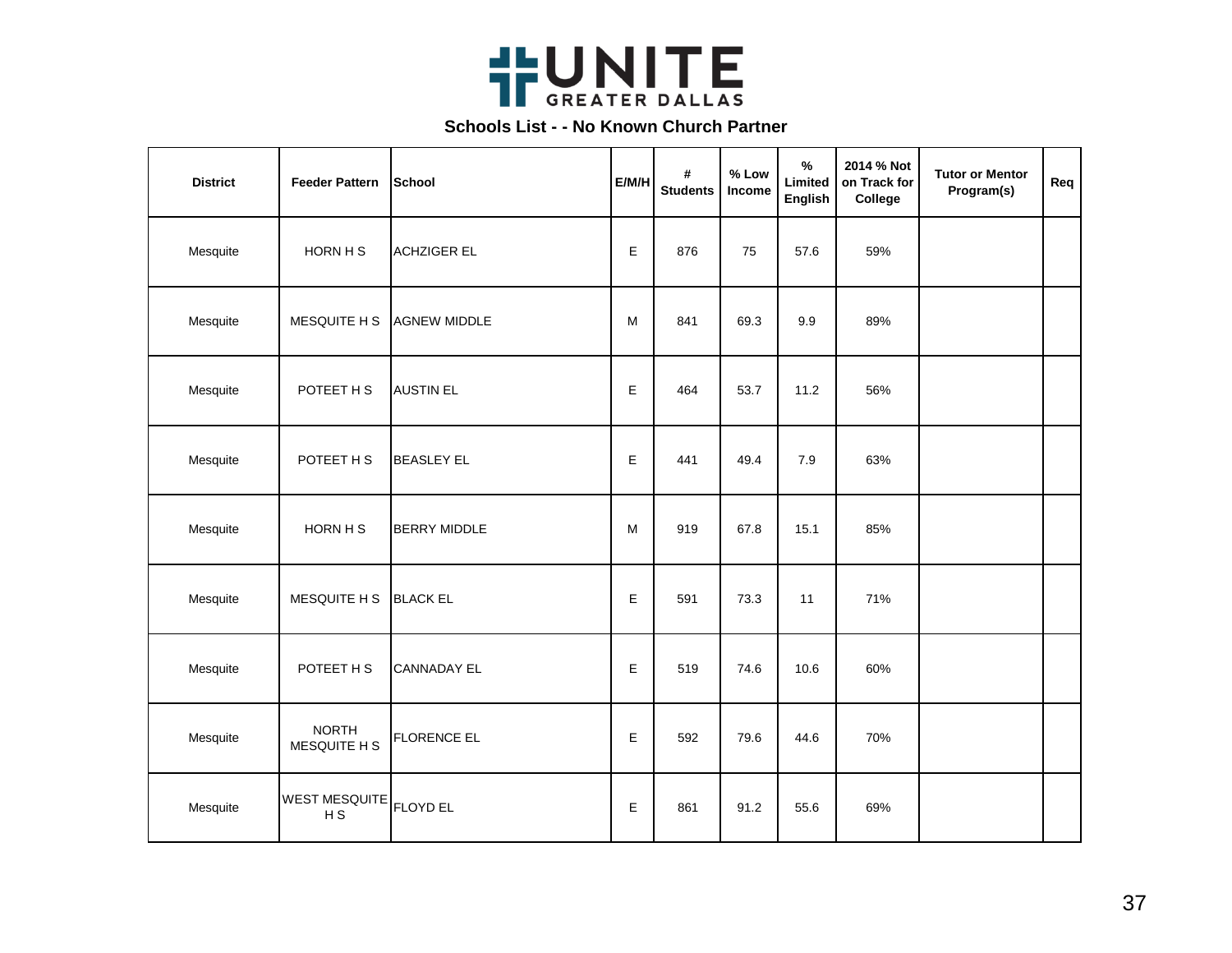UNITE GREATER DALLAS

**Schools List - - No Known Church Partner**

| District | Feeder Pattern | School | E/M/H | # Students | % Low Income | % Limited English | 2014 % Not on Track for College | Tutor or Mentor Program(s) | Req |
|---|---|---|---|---|---|---|---|---|---|
| Mesquite | HORN H S | ACHZIGER EL | E | 876 | 75 | 57.6 | 59% | | |
| Mesquite | MESQUITE H S | AGNEW MIDDLE | M | 841 | 69.3 | 9.9 | 89% | | |
| Mesquite | POTEET H S | AUSTIN EL | E | 464 | 53.7 | 11.2 | 56% | | |
| Mesquite | POTEET H S | BEASLEY EL | E | 441 | 49.4 | 7.9 | 63% | | |
| Mesquite | HORN H S | BERRY MIDDLE | M | 919 | 67.8 | 15.1 | 85% | | |
| Mesquite | MESQUITE H S | BLACK EL | E | 591 | 73.3 | 11 | 71% | | |
| Mesquite | POTEET H S | CANNADAY EL | E | 519 | 74.6 | 10.6 | 60% | | |
| Mesquite | NORTH MESQUITE H S | FLORENCE EL | E | 592 | 79.6 | 44.6 | 70% | | |
| Mesquite | WEST MESQUITE H S | FLOYD EL | E | 861 | 91.2 | 55.6 | 69% | | |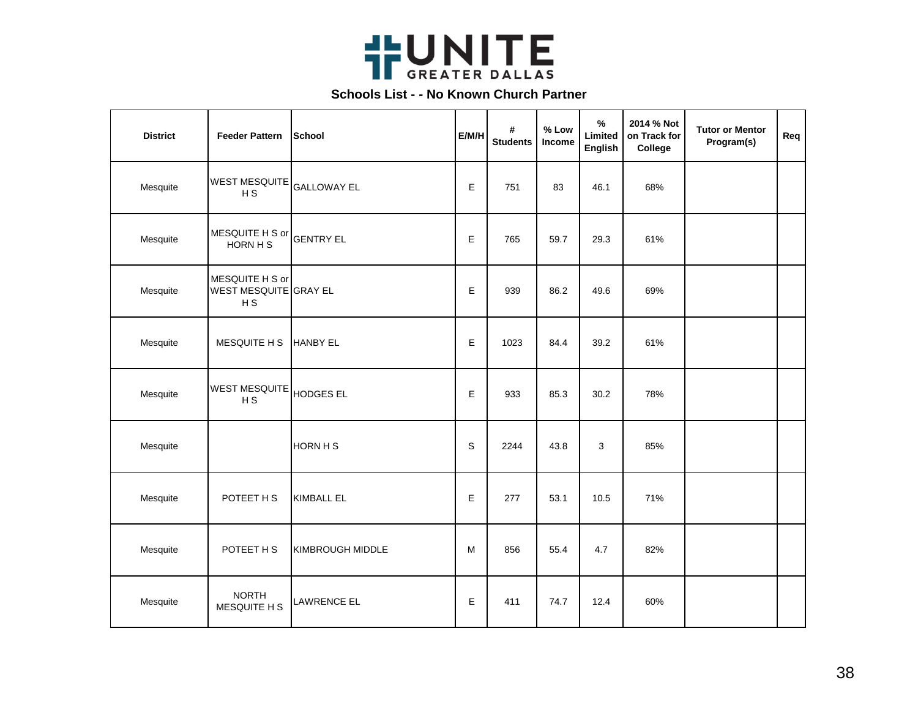# UNITE GREATER DALLAS

## Schools List - - No Known Church Partner

| District | Feeder Pattern | School | E/M/H | # Students | % Low Income | % Limited English | 2014 % Not on Track for College | Tutor or Mentor Program(s) | Req |
|---|---|---|---|---|---|---|---|---|---|
| Mesquite | WEST MESQUITE H S | GALLOWAY EL | E | 751 | 83 | 46.1 | 68% | | |
| Mesquite | MESQUITE H S or HORN H S | GENTRY EL | E | 765 | 59.7 | 29.3 | 61% | | |
| Mesquite | MESQUITE H S or WEST MESQUITE H S | GRAY EL | E | 939 | 86.2 | 49.6 | 69% | | |
| Mesquite | MESQUITE H S | HANBY EL | E | 1023 | 84.4 | 39.2 | 61% | | |
| Mesquite | WEST MESQUITE H S | HODGES EL | E | 933 | 85.3 | 30.2 | 78% | | |
| Mesquite | | HORN H S | S | 2244 | 43.8 | 3 | 85% | | |
| Mesquite | POTEET H S | KIMBALL EL | E | 277 | 53.1 | 10.5 | 71% | | |
| Mesquite | POTEET H S | KIMBROUGH MIDDLE | M | 856 | 55.4 | 4.7 | 82% | | |
| Mesquite | NORTH MESQUITE H S | LAWRENCE EL | E | 411 | 74.7 | 12.4 | 60% | | |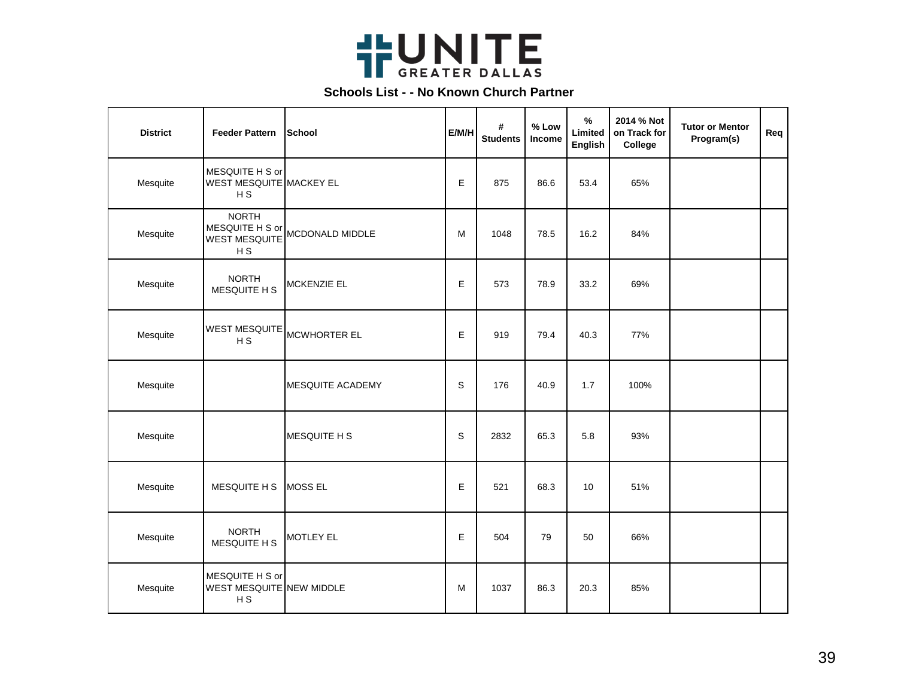# UNITE GREATER DALLAS

## Schools List - - No Known Church Partner

| District | Feeder Pattern | School | E/M/H | # Students | % Low Income | % Limited English | 2014 % Not on Track for College | Tutor or Mentor Program(s) | Req |
|---|---|---|---|---|---|---|---|---|---|
| Mesquite | MESQUITE H S or WEST MESQUITE H S | MACKEY EL | E | 875 | 86.6 | 53.4 | 65% | | |
| Mesquite | NORTH MESQUITE H S or WEST MESQUITE H S | MCDONALD MIDDLE | M | 1048 | 78.5 | 16.2 | 84% | | |
| Mesquite | NORTH MESQUITE H S | MCKENZIE EL | E | 573 | 78.9 | 33.2 | 69% | | |
| Mesquite | WEST MESQUITE H S | MCWHORTER EL | E | 919 | 79.4 | 40.3 | 77% | | |
| Mesquite | | MESQUITE ACADEMY | S | 176 | 40.9 | 1.7 | 100% | | |
| Mesquite | | MESQUITE H S | S | 2832 | 65.3 | 5.8 | 93% | | |
| Mesquite | MESQUITE H S | MOSS EL | E | 521 | 68.3 | 10 | 51% | | |
| Mesquite | NORTH MESQUITE H S | MOTLEY EL | E | 504 | 79 | 50 | 66% | | |
| Mesquite | MESQUITE H S or WEST MESQUITE H S | NEW MIDDLE | M | 1037 | 86.3 | 20.3 | 85% | | |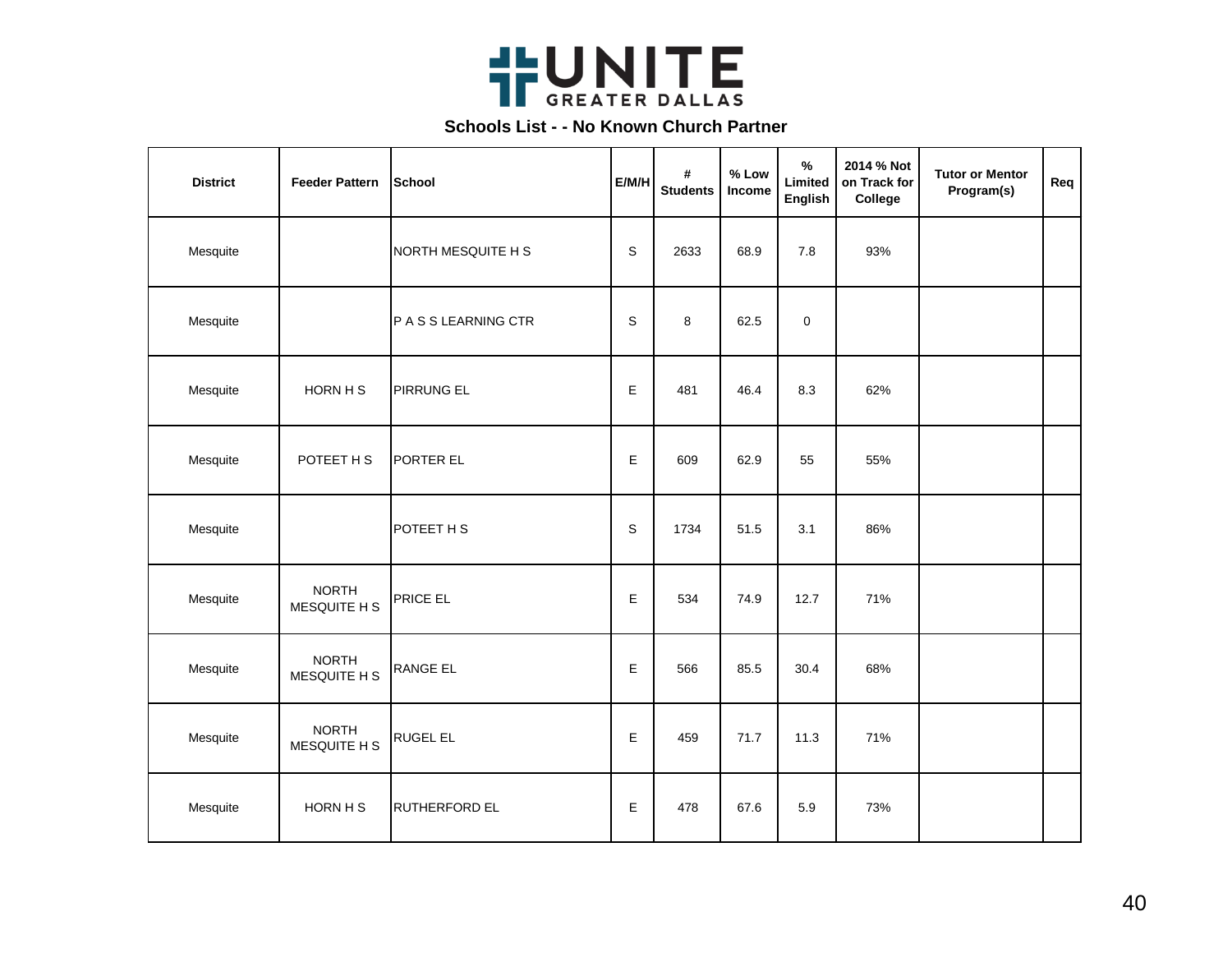UNITE GREATER DALLAS

**Schools List - - No Known Church Partner**

| District | Feeder Pattern | School | E/M/H | # Students | % Low Income | % Limited English | 2014 % Not on Track for College | Tutor or Mentor Program(s) | Req |
|---|---|---|---|---|---|---|---|---|---|
| Mesquite | | NORTH MESQUITE H S | S | 2633 | 68.9 | 7.8 | 93% | | |
| Mesquite | | P A S S LEARNING CTR | S | 8 | 62.5 | 0 | | | |
| Mesquite | HORN H S | PIRRUNG EL | E | 481 | 46.4 | 8.3 | 62% | | |
| Mesquite | POTEET H S | PORTER EL | E | 609 | 62.9 | 55 | 55% | | |
| Mesquite | | POTEET H S | S | 1734 | 51.5 | 3.1 | 86% | | |
| Mesquite | NORTH MESQUITE H S | PRICE EL | E | 534 | 74.9 | 12.7 | 71% | | |
| Mesquite | NORTH MESQUITE H S | RANGE EL | E | 566 | 85.5 | 30.4 | 68% | | |
| Mesquite | NORTH MESQUITE H S | RUGEL EL | E | 459 | 71.7 | 11.3 | 71% | | |
| Mesquite | HORN H S | RUTHERFORD EL | E | 478 | 67.6 | 5.9 | 73% | | |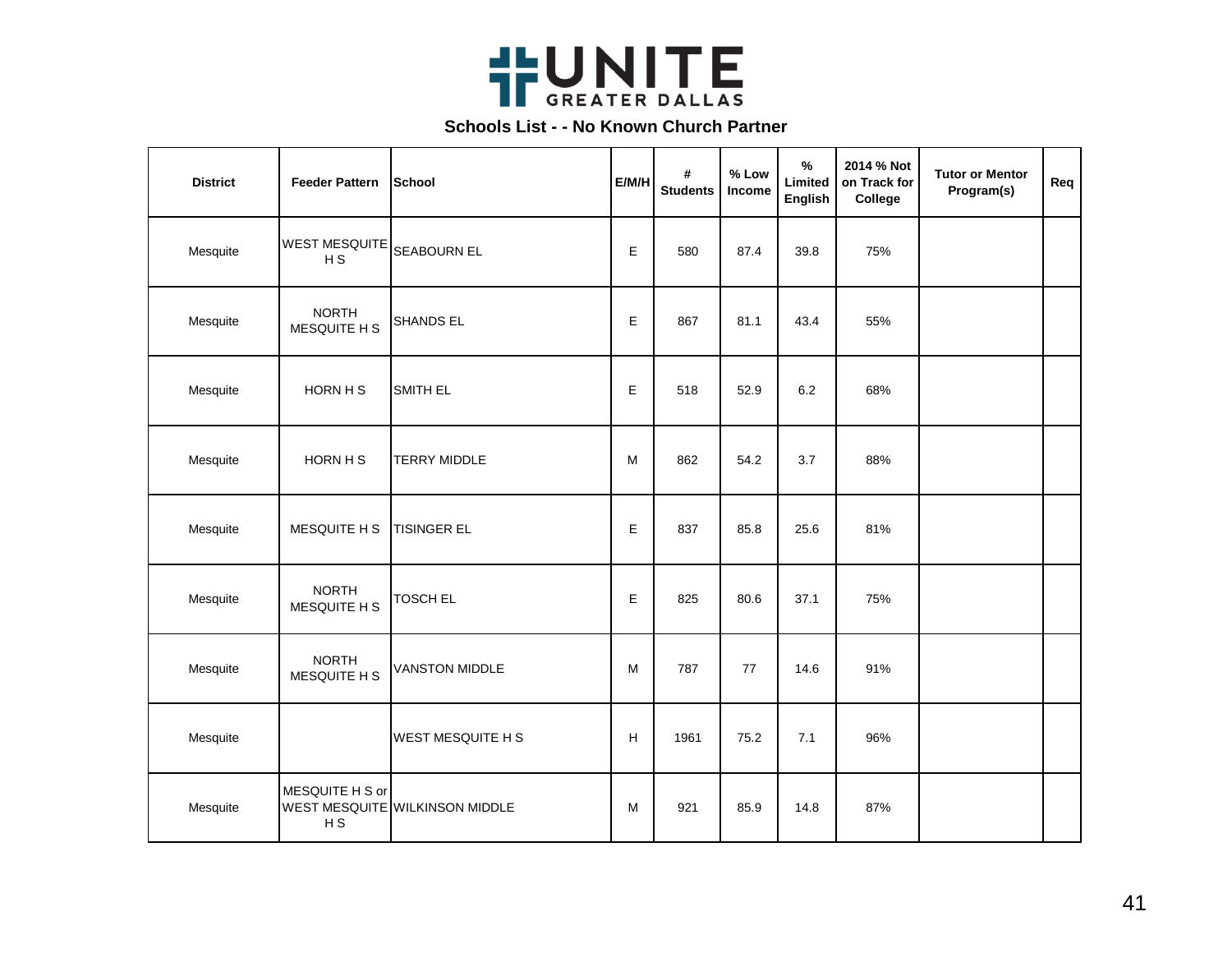UNITE GREATER DALLAS

**Schools List - - No Known Church Partner**

| District | Feeder Pattern | School | E/M/H | # Students | % Low Income | % Limited English | 2014 % Not on Track for College | Tutor or Mentor Program(s) | Req |
|---|---|---|---|---|---|---|---|---|---|
| Mesquite | WEST MESQUITE H S | SEABOURN EL | E | 580 | 87.4 | 39.8 | 75% | | |
| Mesquite | NORTH MESQUITE H S | SHANDS EL | E | 867 | 81.1 | 43.4 | 55% | | |
| Mesquite | HORN H S | SMITH EL | E | 518 | 52.9 | 6.2 | 68% | | |
| Mesquite | HORN H S | TERRY MIDDLE | M | 862 | 54.2 | 3.7 | 88% | | |
| Mesquite | MESQUITE H S | TISINGER EL | E | 837 | 85.8 | 25.6 | 81% | | |
| Mesquite | NORTH MESQUITE H S | TOSCH EL | E | 825 | 80.6 | 37.1 | 75% | | |
| Mesquite | NORTH MESQUITE H S | VANSTON MIDDLE | M | 787 | 77 | 14.6 | 91% | | |
| Mesquite | | WEST MESQUITE H S | H | 1961 | 75.2 | 7.1 | 96% | | |
| Mesquite | MESQUITE H S or WEST MESQUITE H S | WILKINSON MIDDLE | M | 921 | 85.9 | 14.8 | 87% | | |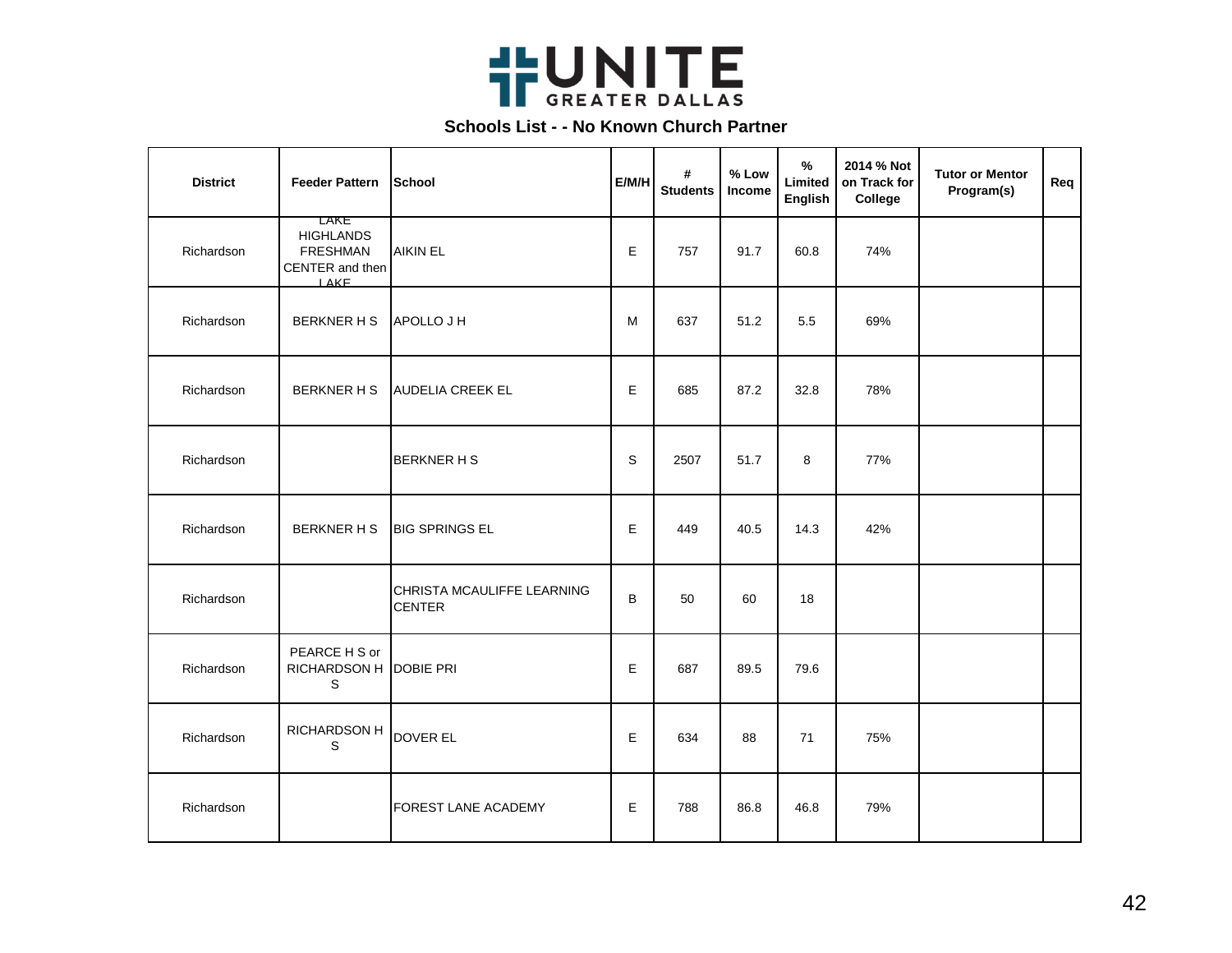UNITE GREATER DALLAS

**Schools List - - No Known Church Partner**

| District | Feeder Pattern | School | E/M/H | # Students | % Low Income | % Limited English | 2014 % Not on Track for College | Tutor or Mentor Program(s) | Req |
|---|---|---|---|---|---|---|---|---|---|
| Richardson | LAKE HIGHLANDS FRESHMAN CENTER and then LAKE | AIKIN EL | E | 757 | 91.7 | 60.8 | 74% | | |
| Richardson | BERKNER H S | APOLLO J H | M | 637 | 51.2 | 5.5 | 69% | | |
| Richardson | BERKNER H S | AUDELIA CREEK EL | E | 685 | 87.2 | 32.8 | 78% | | |
| Richardson | | BERKNER H S | S | 2507 | 51.7 | 8 | 77% | | |
| Richardson | BERKNER H S | BIG SPRINGS EL | E | 449 | 40.5 | 14.3 | 42% | | |
| Richardson | | CHRISTA MCAULIFFE LEARNING CENTER | B | 50 | 60 | 18 | | | |
| Richardson | PEARCE H S or RICHARDSON H S | DOBIE PRI | E | 687 | 89.5 | 79.6 | | | |
| Richardson | RICHARDSON H S | DOVER EL | E | 634 | 88 | 71 | 75% | | |
| Richardson | | FOREST LANE ACADEMY | E | 788 | 86.8 | 46.8 | 79% | | |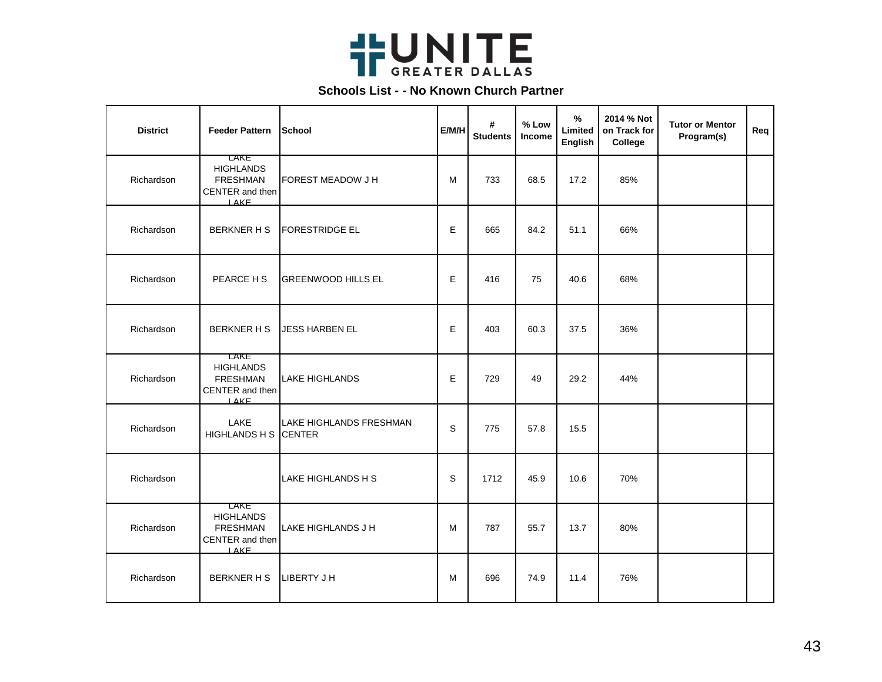UNITE GREATER DALLAS

## Schools List - - No Known Church Partner

| District | Feeder Pattern | School | E/M/H | # Students | % Low Income | % Limited English | 2014 % Not on Track for College | Tutor or Mentor Program(s) | Req |
|---|---|---|---|---|---|---|---|---|---|
| Richardson | LAKE HIGHLANDS FRESHMAN CENTER and then LAKE | FOREST MEADOW J H | M | 733 | 68.5 | 17.2 | 85% | | |
| Richardson | BERKNER H S | FORESTRIDGE EL | E | 665 | 84.2 | 51.1 | 66% | | |
| Richardson | PEARCE H S | GREENWOOD HILLS EL | E | 416 | 75 | 40.6 | 68% | | |
| Richardson | BERKNER H S | JESS HARBEN EL | E | 403 | 60.3 | 37.5 | 36% | | |
| Richardson | LAKE HIGHLANDS FRESHMAN CENTER and then LAKE | LAKE HIGHLANDS | E | 729 | 49 | 29.2 | 44% | | |
| Richardson | LAKE HIGHLANDS H S | LAKE HIGHLANDS FRESHMAN CENTER | S | 775 | 57.8 | 15.5 | | | |
| Richardson | | LAKE HIGHLANDS H S | S | 1712 | 45.9 | 10.6 | 70% | | |
| Richardson | LAKE HIGHLANDS FRESHMAN CENTER and then LAKE | LAKE HIGHLANDS J H | M | 787 | 55.7 | 13.7 | 80% | | |
| Richardson | BERKNER H S | LIBERTY J H | M | 696 | 74.9 | 11.4 | 76% | | |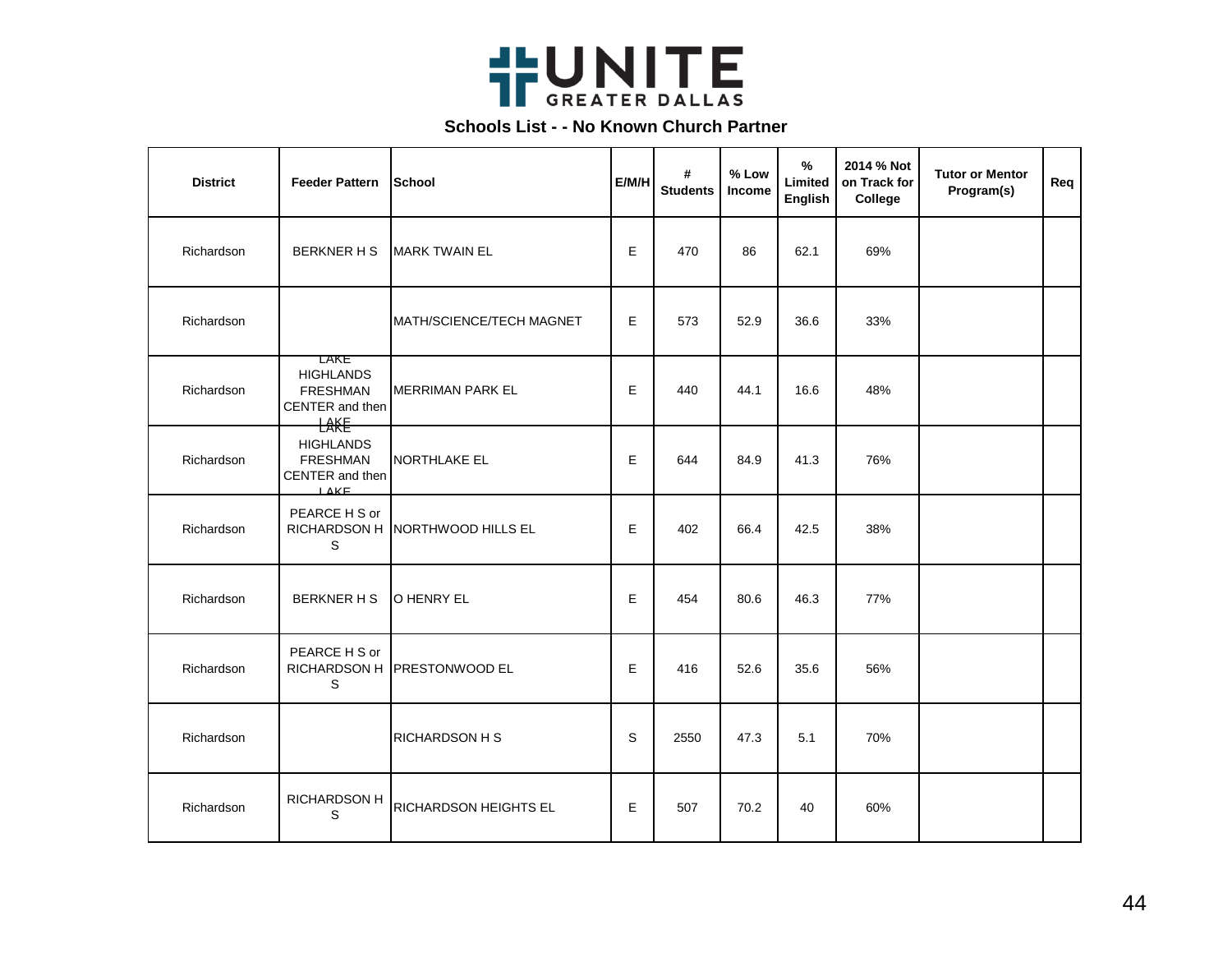UNITE GREATER DALLAS

## Schools List - - No Known Church Partner

| District | Feeder Pattern | School | E/M/H | # Students | % Low Income | % Limited English | 2014 % Not on Track for College | Tutor or Mentor Program(s) | Req |
|---|---|---|---|---|---|---|---|---|---|
| Richardson | BERKNER H S | MARK TWAIN EL | E | 470 | 86 | 62.1 | 69% | | |
| Richardson | | MATH/SCIENCE/TECH MAGNET | E | 573 | 52.9 | 36.6 | 33% | | |
| Richardson | LAKE HIGHLANDS FRESHMAN CENTER and then LAKE | MERRIMAN PARK EL | E | 440 | 44.1 | 16.6 | 48% | | |
| Richardson | LAKE HIGHLANDS FRESHMAN CENTER and then LAKE | NORTHLAKE EL | E | 644 | 84.9 | 41.3 | 76% | | |
| Richardson | PEARCE H S or RICHARDSON H S | NORTHWOOD HILLS EL | E | 402 | 66.4 | 42.5 | 38% | | |
| Richardson | BERKNER H S | O HENRY EL | E | 454 | 80.6 | 46.3 | 77% | | |
| Richardson | PEARCE H S or RICHARDSON H S | PRESTONWOOD EL | E | 416 | 52.6 | 35.6 | 56% | | |
| Richardson | | RICHARDSON H S | S | 2550 | 47.3 | 5.1 | 70% | | |
| Richardson | RICHARDSON H S | RICHARDSON HEIGHTS EL | E | 507 | 70.2 | 40 | 60% | | |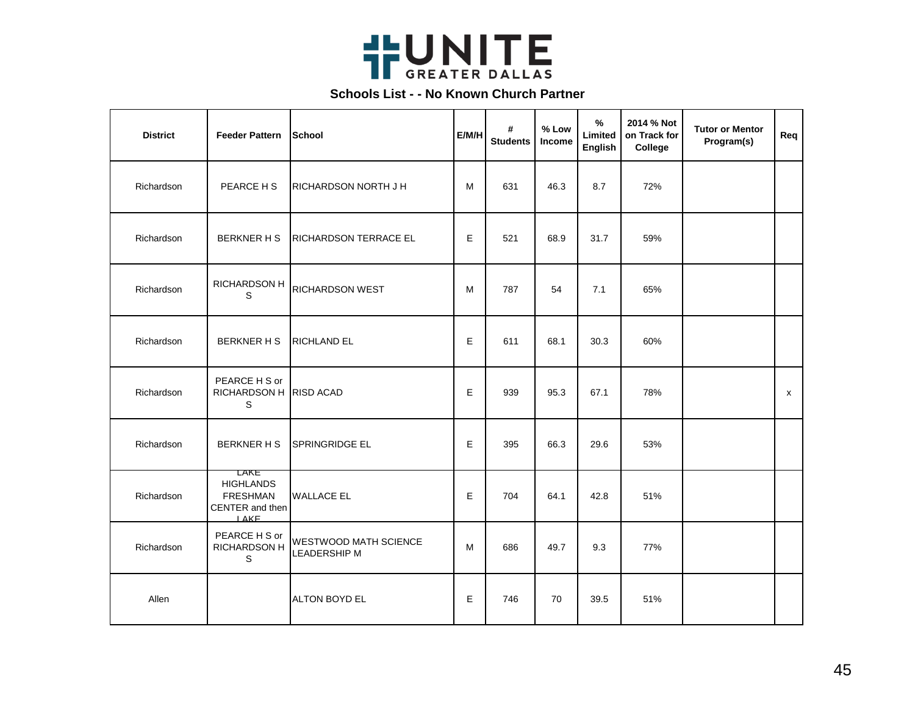UNITE GREATER DALLAS

## Schools List - - No Known Church Partner

| District | Feeder Pattern | School | E/M/H | # Students | % Low Income | % Limited English | 2014 % Not on Track for College | Tutor or Mentor Program(s) | Req |
|---|---|---|---|---|---|---|---|---|---|
| Richardson | PEARCE H S | RICHARDSON NORTH J H | M | 631 | 46.3 | 8.7 | 72% | | |
| Richardson | BERKNER H S | RICHARDSON TERRACE EL | E | 521 | 68.9 | 31.7 | 59% | | |
| Richardson | RICHARDSON H S | RICHARDSON WEST | M | 787 | 54 | 7.1 | 65% | | |
| Richardson | BERKNER H S | RICHLAND EL | E | 611 | 68.1 | 30.3 | 60% | | |
| Richardson | PEARCE H S or RICHARDSON H S | RISD ACAD | E | 939 | 95.3 | 67.1 | 78% | | x |
| Richardson | BERKNER H S | SPRINGRIDGE EL | E | 395 | 66.3 | 29.6 | 53% | | |
| Richardson | LAKE HIGHLANDS FRESHMAN CENTER and then LAKE | WALLACE EL | E | 704 | 64.1 | 42.8 | 51% | | |
| Richardson | PEARCE H S or RICHARDSON H S | WESTWOOD MATH SCIENCE LEADERSHIP M | M | 686 | 49.7 | 9.3 | 77% | | |
| Allen | | ALTON BOYD EL | E | 746 | 70 | 39.5 | 51% | | |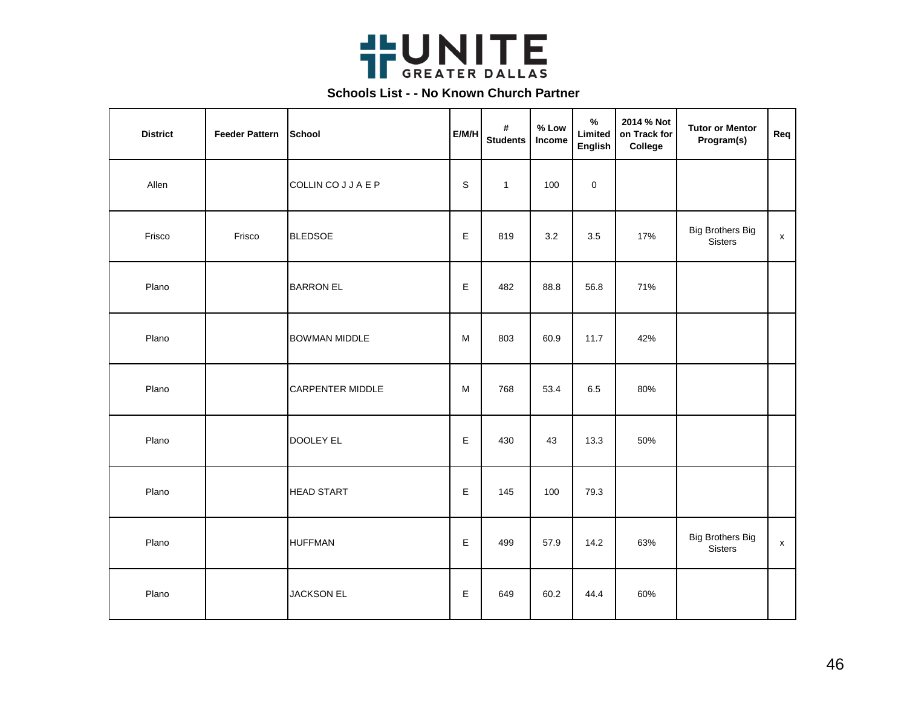UNITE GREATER DALLAS

## Schools List - - No Known Church Partner

| District | Feeder Pattern | School | E/M/H | # Students | % Low Income | % Limited English | 2014 % Not on Track for College | Tutor or Mentor Program(s) | Req |
|---|---|---|---|---|---|---|---|---|---|
| Allen | | COLLIN CO J J A E P | S | 1 | 100 | 0 | | | |
| Frisco | Frisco | BLEDSOE | E | 819 | 3.2 | 3.5 | 17% | Big Brothers Big Sisters | x |
| Plano | | BARRON EL | E | 482 | 88.8 | 56.8 | 71% | | |
| Plano | | BOWMAN MIDDLE | M | 803 | 60.9 | 11.7 | 42% | | |
| Plano | | CARPENTER MIDDLE | M | 768 | 53.4 | 6.5 | 80% | | |
| Plano | | DOOLEY EL | E | 430 | 43 | 13.3 | 50% | | |
| Plano | | HEAD START | E | 145 | 100 | 79.3 | | | |
| Plano | | HUFFMAN | E | 499 | 57.9 | 14.2 | 63% | Big Brothers Big Sisters | x |
| Plano | | JACKSON EL | E | 649 | 60.2 | 44.4 | 60% | | |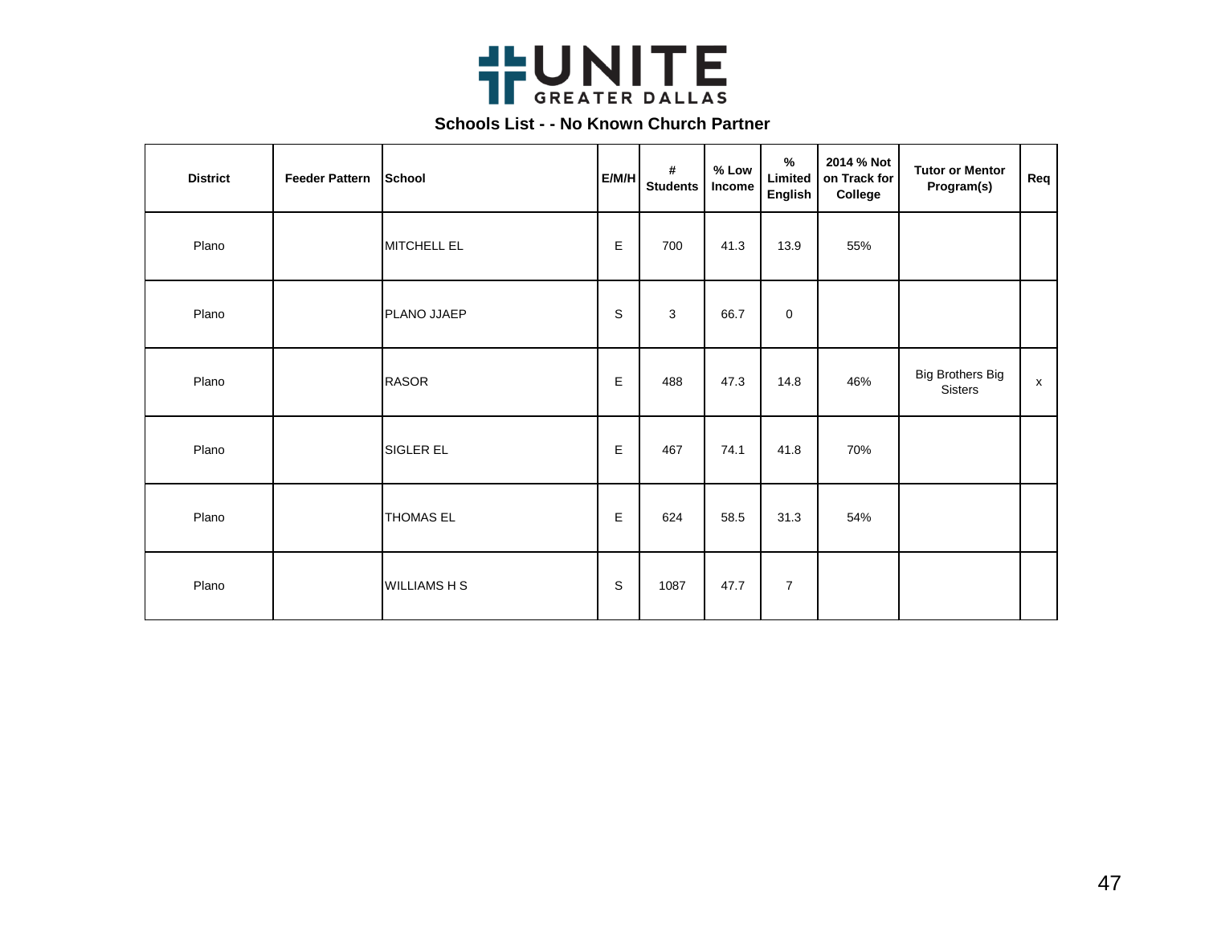UNITE GREATER DALLAS

## Schools List - - No Known Church Partner

| District | Feeder Pattern | School | E/M/H | # Students | % Low Income | % Limited English | 2014 % Not on Track for College | Tutor or Mentor Program(s) | Req |
|---|---|---|---|---|---|---|---|---|---|
| Plano | | MITCHELL EL | E | 700 | 41.3 | 13.9 | 55% | | |
| Plano | | PLANO JJAEP | S | 3 | 66.7 | 0 | | | |
| Plano | | RASOR | E | 488 | 47.3 | 14.8 | 46% | Big Brothers Big Sisters | x |
| Plano | | SIGLER EL | E | 467 | 74.1 | 41.8 | 70% | | |
| Plano | | THOMAS EL | E | 624 | 58.5 | 31.3 | 54% | | |
| Plano | | WILLIAMS H S | S | 1087 | 47.7 | 7 | | | |